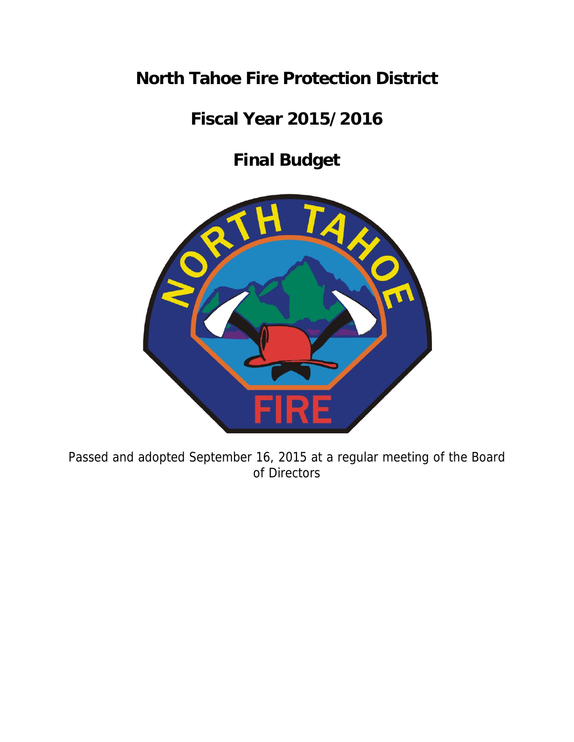# North Tahoe Fire Protection District

# Fiscal Year 2015/2016

# Final Budget

Passed and adopted September 16, 2015 at a regular meeting of the Board of Directors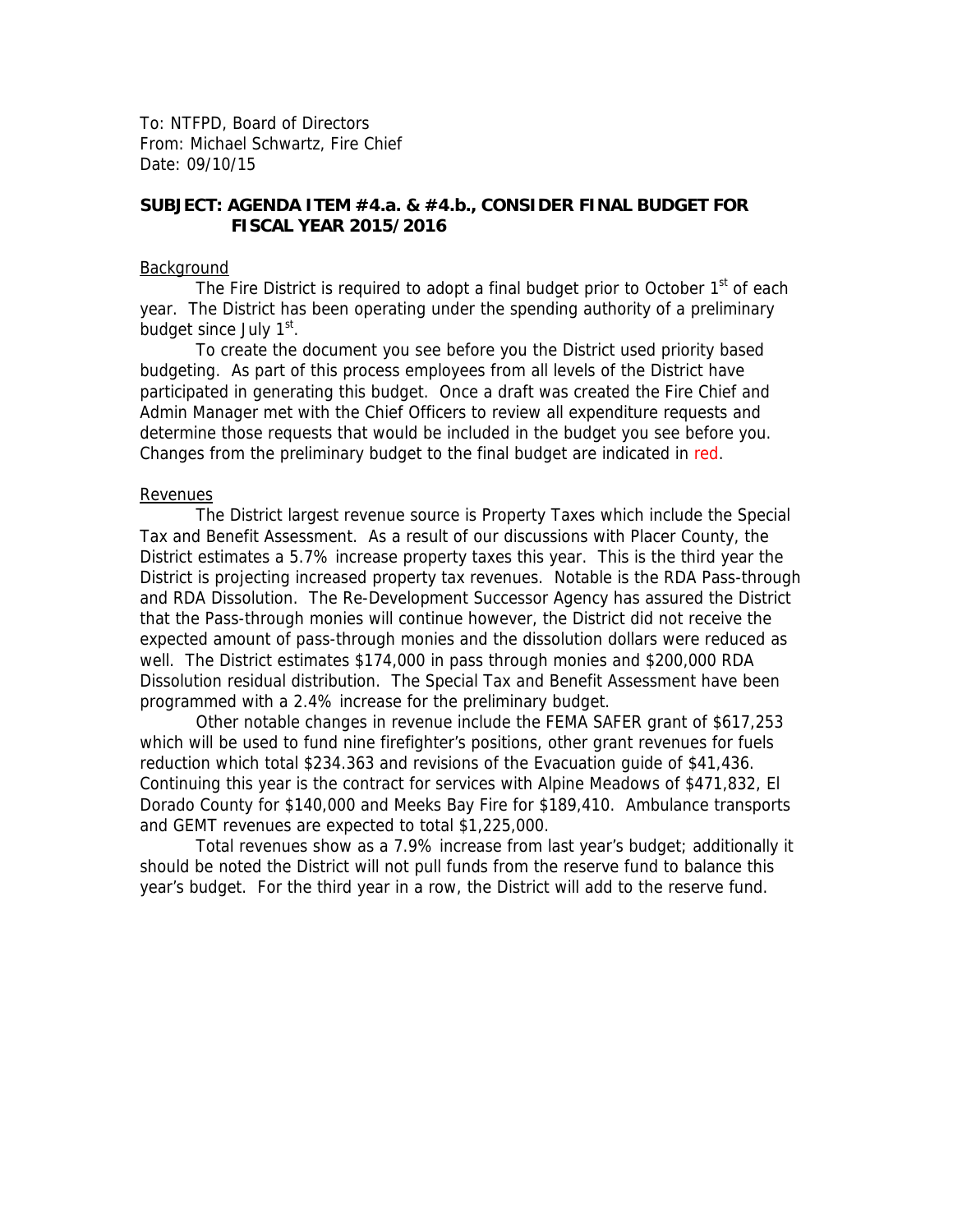To: NTFPD, Board of Directors
From: Michael Schwartz, Fire Chief
Date: 09/10/15

**SUBJECT: AGENDA ITEM #4.a. & #4.b., CONSIDER FINAL BUDGET FOR FISCAL YEAR 2015/2016**

Background

The Fire District is required to adopt a final budget prior to October 1st of each year. The District has been operating under the spending authority of a preliminary budget since July 1st.

To create the document you see before you the District used priority based budgeting. As part of this process employees from all levels of the District have participated in generating this budget. Once a draft was created the Fire Chief and Admin Manager met with the Chief Officers to review all expenditure requests and determine those requests that would be included in the budget you see before you. Changes from the preliminary budget to the final budget are indicated in red.

Revenues

The District largest revenue source is Property Taxes which include the Special Tax and Benefit Assessment. As a result of our discussions with Placer County, the District estimates a 5.7% increase property taxes this year. This is the third year the District is projecting increased property tax revenues. Notable is the RDA Pass-through and RDA Dissolution. The Re-Development Successor Agency has assured the District that the Pass-through monies will continue however, the District did not receive the expected amount of pass-through monies and the dissolution dollars were reduced as well. The District estimates $174,000 in pass through monies and $200,000 RDA Dissolution residual distribution. The Special Tax and Benefit Assessment have been programmed with a 2.4% increase for the preliminary budget.

Other notable changes in revenue include the FEMA SAFER grant of $617,253 which will be used to fund nine firefighter's positions, other grant revenues for fuels reduction which total $234.363 and revisions of the Evacuation guide of $41,436. Continuing this year is the contract for services with Alpine Meadows of $471,832, El Dorado County for $140,000 and Meeks Bay Fire for $189,410. Ambulance transports and GEMT revenues are expected to total $1,225,000.

Total revenues show as a 7.9% increase from last year's budget; additionally it should be noted the District will not pull funds from the reserve fund to balance this year's budget. For the third year in a row, the District will add to the reserve fund.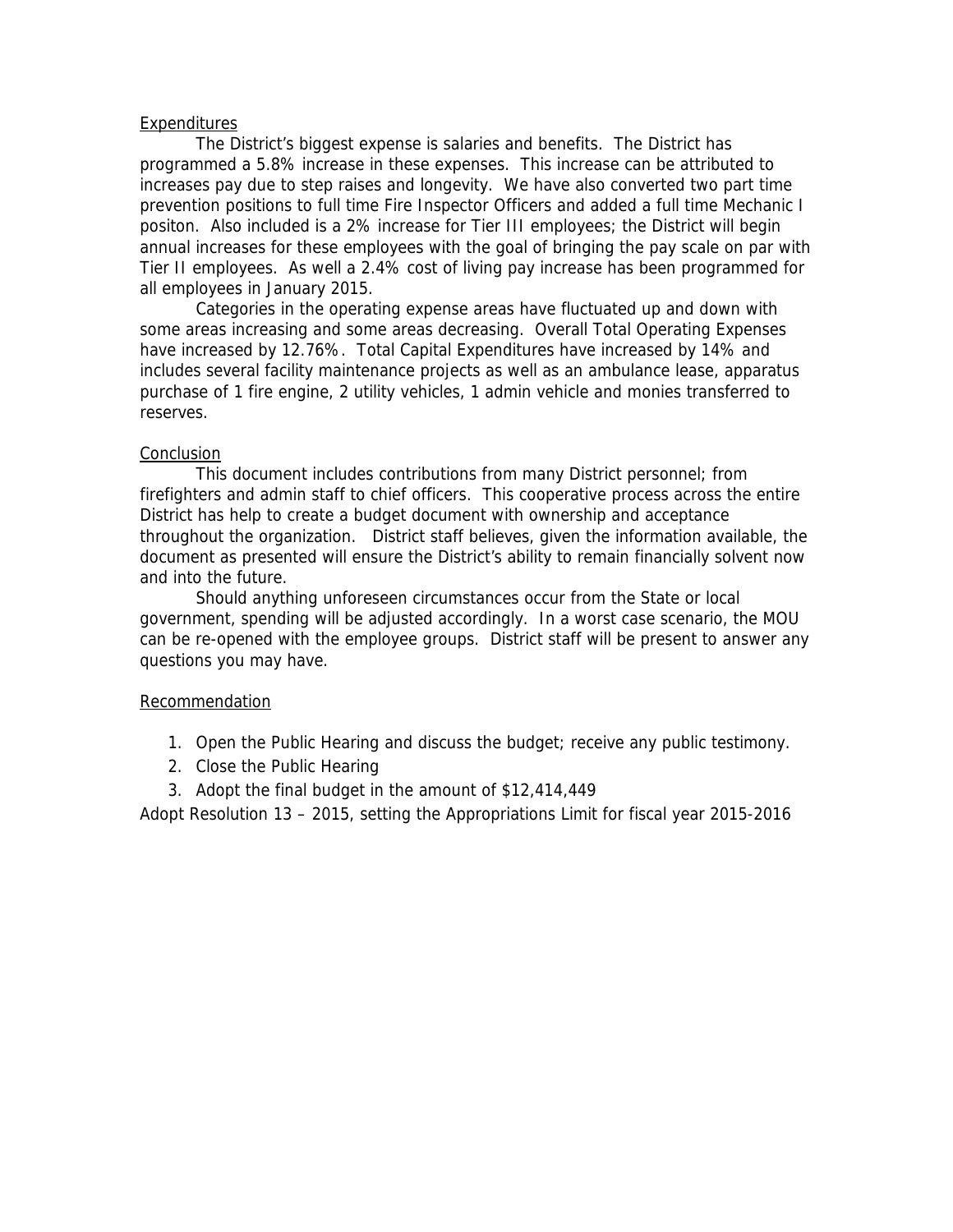Expenditures

The District's biggest expense is salaries and benefits. The District has programmed a 5.8% increase in these expenses. This increase can be attributed to increases pay due to step raises and longevity. We have also converted two part time prevention positions to full time Fire Inspector Officers and added a full time Mechanic I positon. Also included is a 2% increase for Tier III employees; the District will begin annual increases for these employees with the goal of bringing the pay scale on par with Tier II employees. As well a 2.4% cost of living pay increase has been programmed for all employees in January 2015.

Categories in the operating expense areas have fluctuated up and down with some areas increasing and some areas decreasing. Overall Total Operating Expenses have increased by 12.76%. Total Capital Expenditures have increased by 14% and includes several facility maintenance projects as well as an ambulance lease, apparatus purchase of 1 fire engine, 2 utility vehicles, 1 admin vehicle and monies transferred to reserves.

Conclusion

This document includes contributions from many District personnel; from firefighters and admin staff to chief officers. This cooperative process across the entire District has help to create a budget document with ownership and acceptance throughout the organization. District staff believes, given the information available, the document as presented will ensure the District's ability to remain financially solvent now and into the future.

Should anything unforeseen circumstances occur from the State or local government, spending will be adjusted accordingly. In a worst case scenario, the MOU can be re-opened with the employee groups. District staff will be present to answer any questions you may have.

Recommendation

1. Open the Public Hearing and discuss the budget; receive any public testimony.
2. Close the Public Hearing
3. Adopt the final budget in the amount of $12,414,449

Adopt Resolution 13 – 2015, setting the Appropriations Limit for fiscal year 2015-2016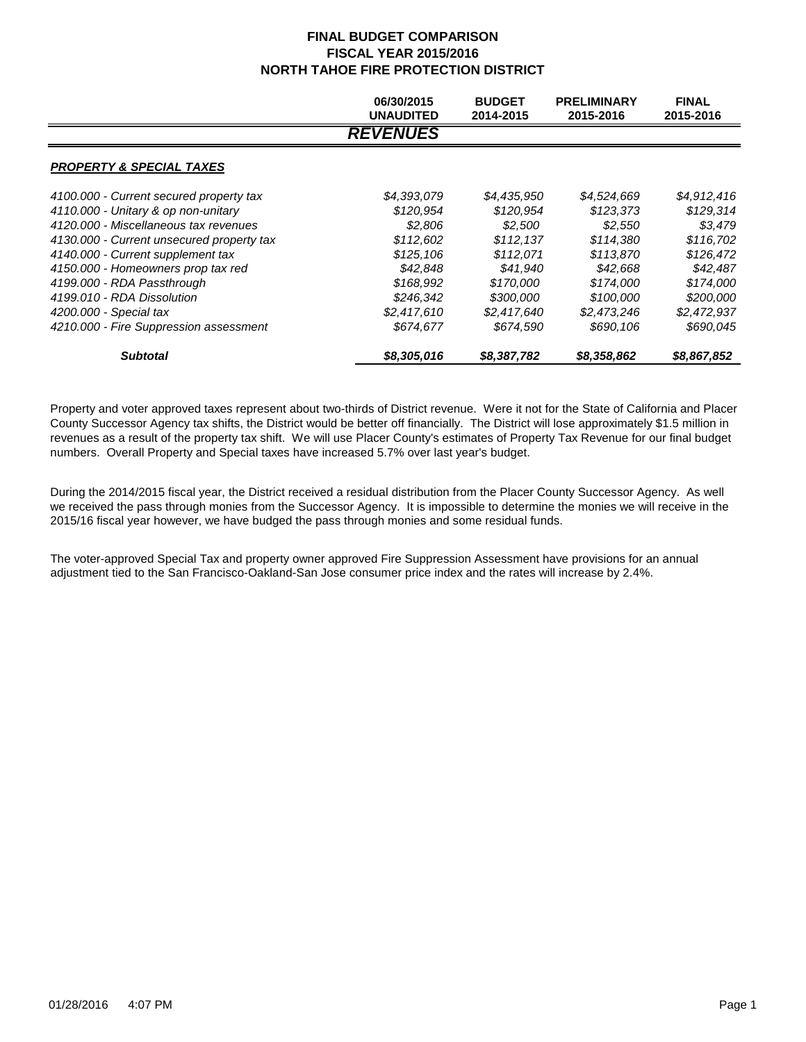# FINAL BUDGET COMPARISON
## FISCAL YEAR 2015/2016
## NORTH TAHOE FIRE PROTECTION DISTRICT

| | 06/30/2015 UNAUDITED | BUDGET 2014-2015 | PRELIMINARY 2015-2016 | FINAL 2015-2016 |
|---|---|---|---|---|
| | ***REVENUES*** | | | |
| ***PROPERTY & SPECIAL TAXES*** | | | | |
| *4100.000 - Current secured property tax* | *$4,393,079* | *$4,435,950* | *$4,524,669* | *$4,912,416* |
| *4110.000 - Unitary & op non-unitary* | *$120,954* | *$120,954* | *$123,373* | *$129,314* |
| *4120.000 - Miscellaneous tax revenues* | *$2,806* | *$2,500* | *$2,550* | *$3,479* |
| *4130.000 - Current unsecured property tax* | *$112,602* | *$112,137* | *$114,380* | *$116,702* |
| *4140.000 - Current supplement tax* | *$125,106* | *$112,071* | *$113,870* | *$126,472* |
| *4150.000 - Homeowners prop tax red* | *$42,848* | *$41,940* | *$42,668* | *$42,487* |
| *4199.000 - RDA Passthrough* | *$168,992* | *$170,000* | *$174,000* | *$174,000* |
| *4199.010 - RDA Dissolution* | *$246,342* | *$300,000* | *$100,000* | *$200,000* |
| *4200.000 - Special tax* | *$2,417,610* | *$2,417,640* | *$2,473,246* | *$2,472,937* |
| *4210.000 - Fire Suppression assessment* | *$674,677* | *$674,590* | *$690,106* | *$690,045* |
| ***Subtotal*** | ***$8,305,016*** | ***$8,387,782*** | ***$8,358,862*** | ***$8,867,852*** |

Property and voter approved taxes represent about two-thirds of District revenue. Were it not for the State of California and Placer County Successor Agency tax shifts, the District would be better off financially. The District will lose approximately $1.5 million in revenues as a result of the property tax shift. We will use Placer County's estimates of Property Tax Revenue for our final budget numbers. Overall Property and Special taxes have increased 5.7% over last year's budget.

During the 2014/2015 fiscal year, the District received a residual distribution from the Placer County Successor Agency. As well we received the pass through monies from the Successor Agency. It is impossible to determine the monies we will receive in the 2015/16 fiscal year however, we have budged the pass through monies and some residual funds.

The voter-approved Special Tax and property owner approved Fire Suppression Assessment have provisions for an annual adjustment tied to the San Francisco-Oakland-San Jose consumer price index and the rates will increase by 2.4%.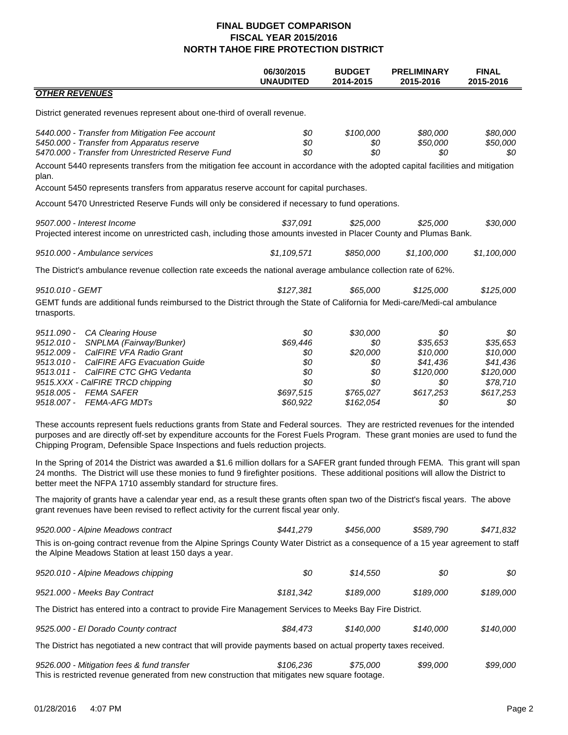# FINAL BUDGET COMPARISON
## FISCAL YEAR 2015/2016
## NORTH TAHOE FIRE PROTECTION DISTRICT

| | 06/30/2015 UNAUDITED | BUDGET 2014-2015 | PRELIMINARY 2015-2016 | FINAL 2015-2016 |
|---|---|---|---|---|
| ***OTHER REVENUES*** | | | | |

District generated revenues represent about one-third of overall revenue.

| | | | | |
|---|---|---|---|---|
| *5440.000 - Transfer from Mitigation Fee account* | *$0* | *$100,000* | *$80,000* | *$80,000* |
| *5450.000 - Transfer from Apparatus reserve* | *$0* | *$0* | *$50,000* | *$50,000* |
| *5470.000 - Transfer from Unrestricted Reserve Fund* | *$0* | *$0* | *$0* | *$0* |

Account 5440 represents transfers from the mitigation fee account in accordance with the adopted capital facilities and mitigation plan.

Account 5450 represents transfers from apparatus reserve account for capital purchases.

Account 5470 Unrestricted Reserve Funds will only be considered if necessary to fund operations.

| | | | | |
|---|---|---|---|---|
| *9507.000 - Interest Income* | *$37,091* | *$25,000* | *$25,000* | *$30,000* |

Projected interest income on unrestricted cash, including those amounts invested in Placer County and Plumas Bank.

| | | | | |
|---|---|---|---|---|
| *9510.000 - Ambulance services* | *$1,109,571* | *$850,000* | *$1,100,000* | *$1,100,000* |

The District's ambulance revenue collection rate exceeds the national average ambulance collection rate of 62%.

| | | | | |
|---|---|---|---|---|
| *9510.010 - GEMT* | *$127,381* | *$65,000* | *$125,000* | *$125,000* |

GEMT funds are additional funds reimbursed to the District through the State of California for Medi-care/Medi-cal ambulance trnasports.

| | | | | |
|---|---|---|---|---|
| *9511.090 - CA Clearing House* | *$0* | *$30,000* | *$0* | *$0* |
| *9512.010 - SNPLMA (Fairway/Bunker)* | *$69,446* | *$0* | *$35,653* | *$35,653* |
| *9512.009 - CalFIRE VFA Radio Grant* | *$0* | *$20,000* | *$10,000* | *$10,000* |
| *9513.010 - CalFIRE AFG Evacuation Guide* | *$0* | *$0* | *$41,436* | *$41,436* |
| *9513.011 - CalFIRE CTC GHG Vedanta* | *$0* | *$0* | *$120,000* | *$120,000* |
| *9515.XXX - CalFIRE TRCD chipping* | *$0* | *$0* | *$0* | *$78,710* |
| *9518.005 - FEMA SAFER* | *$697,515* | *$765,027* | *$617,253* | *$617,253* |
| *9518.007 - FEMA-AFG MDTs* | *$60,922* | *$162,054* | *$0* | *$0* |

These accounts represent fuels reductions grants from State and Federal sources. They are restricted revenues for the intended purposes and are directly off-set by expenditure accounts for the Forest Fuels Program. These grant monies are used to fund the Chipping Program, Defensible Space Inspections and fuels reduction projects.

In the Spring of 2014 the District was awarded a $1.6 million dollars for a SAFER grant funded through FEMA. This grant will span 24 months. The District will use these monies to fund 9 firefighter positions. These additional positions will allow the District to better meet the NFPA 1710 assembly standard for structure fires.

The majority of grants have a calendar year end, as a result these grants often span two of the District's fiscal years. The above grant revenues have been revised to reflect activity for the current fiscal year only.

| | | | | |
|---|---|---|---|---|
| *9520.000 - Alpine Meadows contract* | *$441,279* | *$456,000* | *$589,790* | *$471,832* |

This is on-going contract revenue from the Alpine Springs County Water District as a consequence of a 15 year agreement to staff the Alpine Meadows Station at least 150 days a year.

| | | | | |
|---|---|---|---|---|
| *9520.010 - Alpine Meadows chipping* | *$0* | *$14,550* | *$0* | *$0* |
| *9521.000 - Meeks Bay Contract* | *$181,342* | *$189,000* | *$189,000* | *$189,000* |

The District has entered into a contract to provide Fire Management Services to Meeks Bay Fire District.

| | | | | |
|---|---|---|---|---|
| *9525.000 - El Dorado County contract* | *$84,473* | *$140,000* | *$140,000* | *$140,000* |

The District has negotiated a new contract that will provide payments based on actual property taxes received.

| | | | | |
|---|---|---|---|---|
| *9526.000 - Mitigation fees & fund transfer* | *$106,236* | *$75,000* | *$99,000* | *$99,000* |

This is restricted revenue generated from new construction that mitigates new square footage.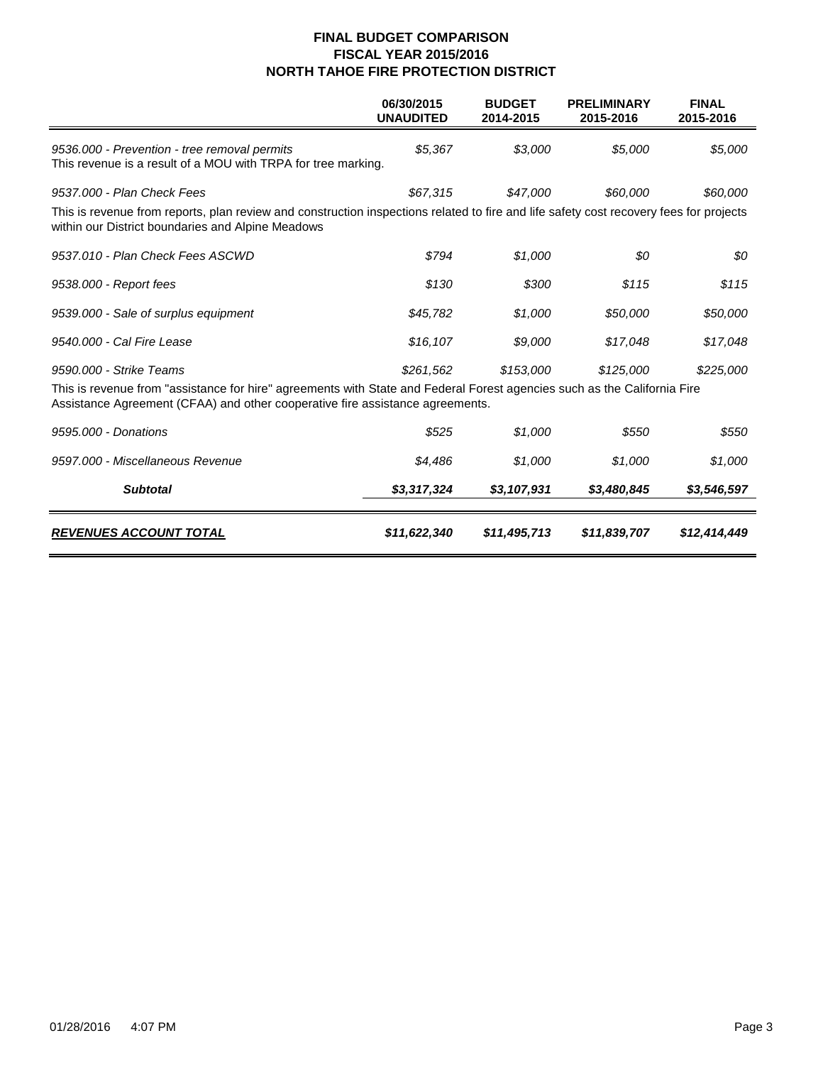# FINAL BUDGET COMPARISON
## FISCAL YEAR 2015/2016
## NORTH TAHOE FIRE PROTECTION DISTRICT

| | 06/30/2015 UNAUDITED | BUDGET 2014-2015 | PRELIMINARY 2015-2016 | FINAL 2015-2016 |
|---|---|---|---|---|
| *9536.000 - Prevention - tree removal permits* | *$5,367* | *$3,000* | *$5,000* | *$5,000* |
| This revenue is a result of a MOU with TRPA for tree marking. | | | | |
| *9537.000 - Plan Check Fees* | *$67,315* | *$47,000* | *$60,000* | *$60,000* |
| This is revenue from reports, plan review and construction inspections related to fire and life safety cost recovery fees for projects within our District boundaries and Alpine Meadows | | | | |
| *9537.010 - Plan Check Fees ASCWD* | *$794* | *$1,000* | *$0* | *$0* |
| *9538.000 - Report fees* | *$130* | *$300* | *$115* | *$115* |
| *9539.000 - Sale of surplus equipment* | *$45,782* | *$1,000* | *$50,000* | *$50,000* |
| *9540.000 - Cal Fire Lease* | *$16,107* | *$9,000* | *$17,048* | *$17,048* |
| *9590.000 - Strike Teams* | *$261,562* | *$153,000* | *$125,000* | *$225,000* |
| This is revenue from "assistance for hire" agreements with State and Federal Forest agencies such as the California Fire Assistance Agreement (CFAA) and other cooperative fire assistance agreements. | | | | |
| *9595.000 - Donations* | *$525* | *$1,000* | *$550* | *$550* |
| *9597.000 - Miscellaneous Revenue* | *$4,486* | *$1,000* | *$1,000* | *$1,000* |
| ***Subtotal*** | ***$3,317,324*** | ***$3,107,931*** | ***$3,480,845*** | ***$3,546,597*** |
| ***REVENUES ACCOUNT TOTAL*** | ***$11,622,340*** | ***$11,495,713*** | ***$11,839,707*** | ***$12,414,449*** |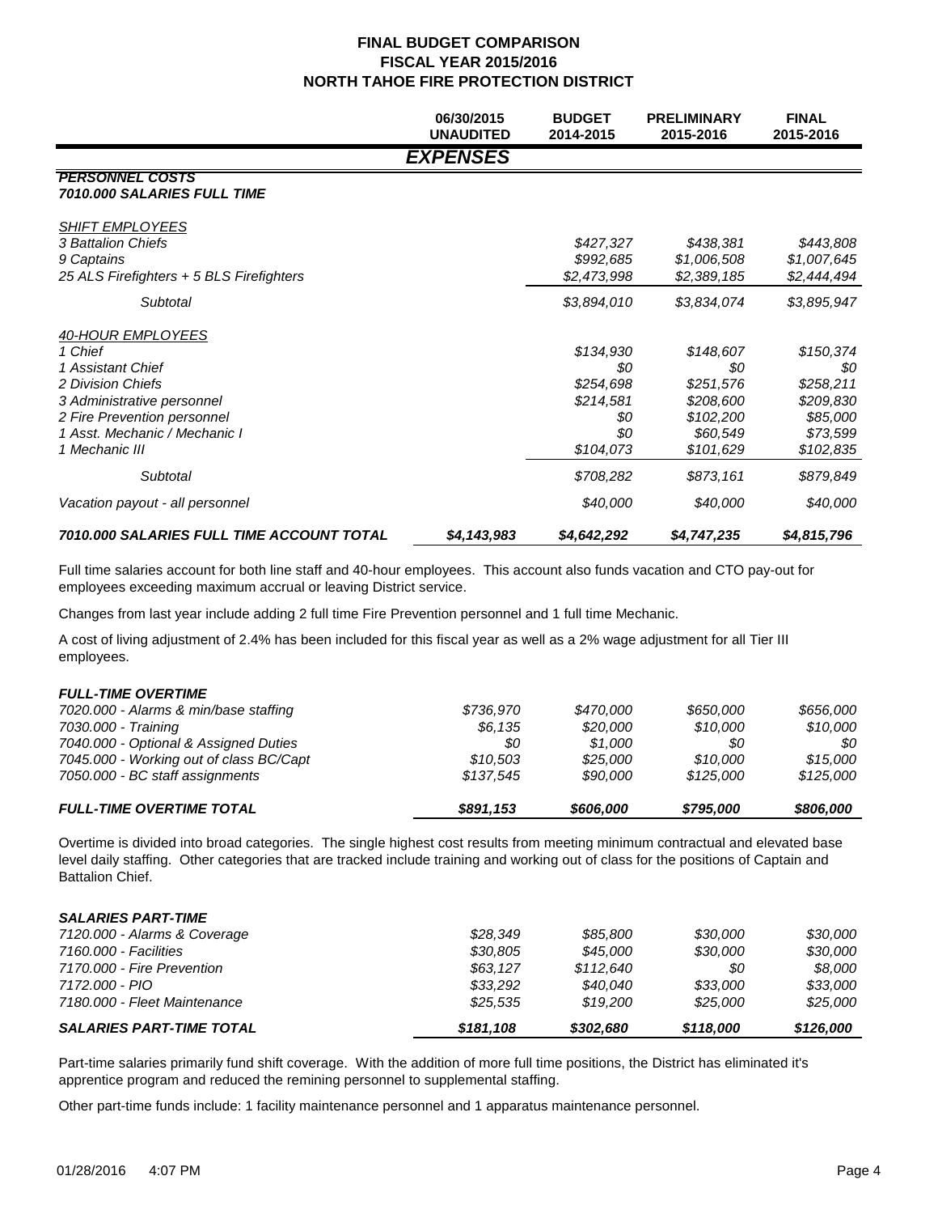# FINAL BUDGET COMPARISON
## FISCAL YEAR 2015/2016
## NORTH TAHOE FIRE PROTECTION DISTRICT

| | 06/30/2015 UNAUDITED | BUDGET 2014-2015 | PRELIMINARY 2015-2016 | FINAL 2015-2016 |
|---|---|---|---|---|
| ***EXPENSES*** | | | | |
| ***PERSONNEL COSTS*** | | | | |
| ***7010.000 SALARIES FULL TIME*** | | | | |
| *SHIFT EMPLOYEES* | | | | |
| *3 Battalion Chiefs* | | *$427,327* | *$438,381* | *$443,808* |
| *9 Captains* | | *$992,685* | *$1,006,508* | *$1,007,645* |
| *25 ALS Firefighters + 5 BLS Firefighters* | | *$2,473,998* | *$2,389,185* | *$2,444,494* |
| *Subtotal* | | *$3,894,010* | *$3,834,074* | *$3,895,947* |
| *40-HOUR EMPLOYEES* | | | | |
| *1 Chief* | | *$134,930* | *$148,607* | *$150,374* |
| *1 Assistant Chief* | | *$0* | *$0* | *$0* |
| *2 Division Chiefs* | | *$254,698* | *$251,576* | *$258,211* |
| *3 Administrative personnel* | | *$214,581* | *$208,600* | *$209,830* |
| *2 Fire Prevention personnel* | | *$0* | *$102,200* | *$85,000* |
| *1 Asst. Mechanic / Mechanic I* | | *$0* | *$60,549* | *$73,599* |
| *1 Mechanic III* | | *$104,073* | *$101,629* | *$102,835* |
| *Subtotal* | | *$708,282* | *$873,161* | *$879,849* |
| *Vacation payout - all personnel* | | *$40,000* | *$40,000* | *$40,000* |
| ***7010.000 SALARIES FULL TIME ACCOUNT TOTAL*** | ***$4,143,983*** | ***$4,642,292*** | ***$4,747,235*** | ***$4,815,796*** |

Full time salaries account for both line staff and 40-hour employees. This account also funds vacation and CTO pay-out for employees exceeding maximum accrual or leaving District service.

Changes from last year include adding 2 full time Fire Prevention personnel and 1 full time Mechanic.

A cost of living adjustment of 2.4% has been included for this fiscal year as well as a 2% wage adjustment for all Tier III employees.

| | 06/30/2015 UNAUDITED | BUDGET 2014-2015 | PRELIMINARY 2015-2016 | FINAL 2015-2016 |
|---|---|---|---|---|
| ***FULL-TIME OVERTIME*** | | | | |
| *7020.000 - Alarms & min/base staffing* | *$736,970* | *$470,000* | *$650,000* | *$656,000* |
| *7030.000 - Training* | *$6,135* | *$20,000* | *$10,000* | *$10,000* |
| *7040.000 - Optional & Assigned Duties* | *$0* | *$1,000* | *$0* | *$0* |
| *7045.000 - Working out of class BC/Capt* | *$10,503* | *$25,000* | *$10,000* | *$15,000* |
| *7050.000 - BC staff assignments* | *$137,545* | *$90,000* | *$125,000* | *$125,000* |
| ***FULL-TIME OVERTIME TOTAL*** | ***$891,153*** | ***$606,000*** | ***$795,000*** | ***$806,000*** |

Overtime is divided into broad categories. The single highest cost results from meeting minimum contractual and elevated base level daily staffing. Other categories that are tracked include training and working out of class for the positions of Captain and Battalion Chief.

| | 06/30/2015 UNAUDITED | BUDGET 2014-2015 | PRELIMINARY 2015-2016 | FINAL 2015-2016 |
|---|---|---|---|---|
| ***SALARIES PART-TIME*** | | | | |
| *7120.000 - Alarms & Coverage* | *$28,349* | *$85,800* | *$30,000* | *$30,000* |
| *7160.000 - Facilities* | *$30,805* | *$45,000* | *$30,000* | *$30,000* |
| *7170.000 - Fire Prevention* | *$63,127* | *$112,640* | *$0* | *$8,000* |
| *7172.000 - PIO* | *$33,292* | *$40,040* | *$33,000* | *$33,000* |
| *7180.000 - Fleet Maintenance* | *$25,535* | *$19,200* | *$25,000* | *$25,000* |
| ***SALARIES PART-TIME TOTAL*** | ***$181,108*** | ***$302,680*** | ***$118,000*** | ***$126,000*** |

Part-time salaries primarily fund shift coverage. With the addition of more full time positions, the District has eliminated it's apprentice program and reduced the remining personnel to supplemental staffing.

Other part-time funds include: 1 facility maintenance personnel and 1 apparatus maintenance personnel.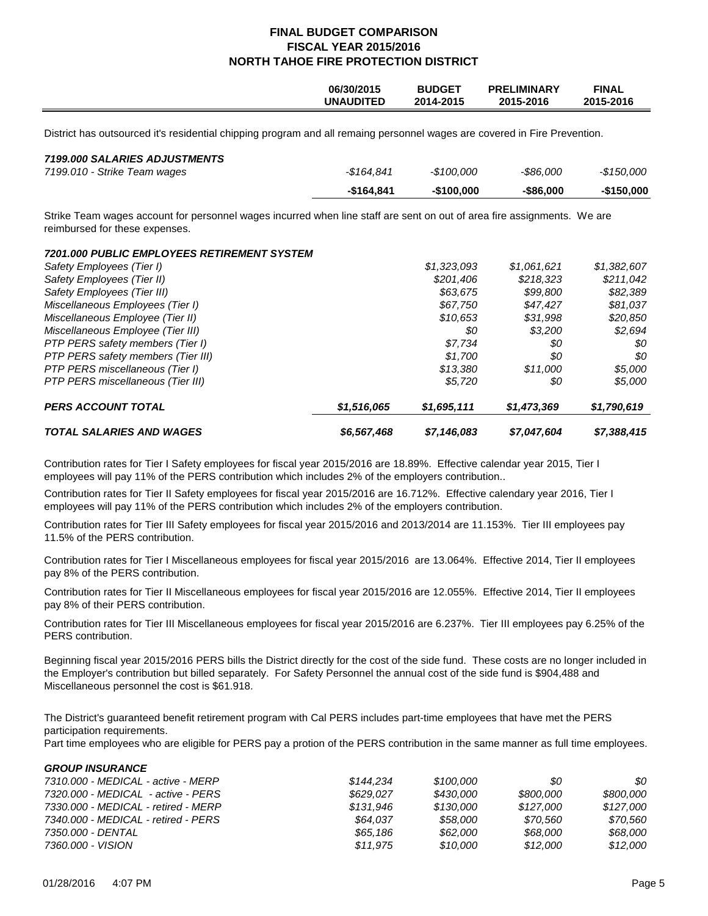# FINAL BUDGET COMPARISON
## FISCAL YEAR 2015/2016
## NORTH TAHOE FIRE PROTECTION DISTRICT

| | 06/30/2015 UNAUDITED | BUDGET 2014-2015 | PRELIMINARY 2015-2016 | FINAL 2015-2016 |
|---|---|---|---|---|

District has outsourced it's residential chipping program and all remaing personnel wages are covered in Fire Prevention.

| | 06/30/2015 UNAUDITED | BUDGET 2014-2015 | PRELIMINARY 2015-2016 | FINAL 2015-2016 |
|---|---|---|---|---|
| ***7199.000 SALARIES ADJUSTMENTS*** | | | | |
| *7199.010 - Strike Team wages* | *-$164,841* | *-$100,000* | *-$86,000* | *-$150,000* |
| | **-$164,841** | **-$100,000** | **-$86,000** | **-$150,000** |

Strike Team wages account for personnel wages incurred when line staff are sent on out of area fire assignments. We are reimbursed for these expenses.

| | 06/30/2015 UNAUDITED | BUDGET 2014-2015 | PRELIMINARY 2015-2016 | FINAL 2015-2016 |
|---|---|---|---|---|
| ***7201.000 PUBLIC EMPLOYEES RETIREMENT SYSTEM*** | | | | |
| *Safety Employees (Tier I)* | | *$1,323,093* | *$1,061,621* | *$1,382,607* |
| *Safety Employees (Tier II)* | | *$201,406* | *$218,323* | *$211,042* |
| *Safety Employees (Tier III)* | | *$63,675* | *$99,800* | *$82,389* |
| *Miscellaneous Employees (Tier I)* | | *$67,750* | *$47,427* | *$81,037* |
| *Miscellaneous Employee (Tier II)* | | *$10,653* | *$31,998* | *$20,850* |
| *Miscellaneous Employee (Tier III)* | | *$0* | *$3,200* | *$2,694* |
| *PTP PERS safety members (Tier I)* | | *$7,734* | *$0* | *$0* |
| *PTP PERS safety members (Tier III)* | | *$1,700* | *$0* | *$0* |
| *PTP PERS miscellaneous (Tier I)* | | *$13,380* | *$11,000* | *$5,000* |
| *PTP PERS miscellaneous (Tier III)* | | *$5,720* | *$0* | *$5,000* |
| ***PERS ACCOUNT TOTAL*** | ***$1,516,065*** | ***$1,695,111*** | ***$1,473,369*** | ***$1,790,619*** |
| ***TOTAL SALARIES AND WAGES*** | ***$6,567,468*** | ***$7,146,083*** | ***$7,047,604*** | ***$7,388,415*** |

Contribution rates for Tier I Safety employees for fiscal year 2015/2016 are 18.89%. Effective calendar year 2015, Tier I employees will pay 11% of the PERS contribution which includes 2% of the employers contribution..

Contribution rates for Tier II Safety employees for fiscal year 2015/2016 are 16.712%. Effective calendary year 2016, Tier I employees will pay 11% of the PERS contribution which includes 2% of the employers contribution.

Contribution rates for Tier III Safety employees for fiscal year 2015/2016 and 2013/2014 are 11.153%. Tier III employees pay 11.5% of the PERS contribution.

Contribution rates for Tier I Miscellaneous employees for fiscal year 2015/2016 are 13.064%. Effective 2014, Tier II employees pay 8% of the PERS contribution.

Contribution rates for Tier II Miscellaneous employees for fiscal year 2015/2016 are 12.055%. Effective 2014, Tier II employees pay 8% of their PERS contribution.

Contribution rates for Tier III Miscellaneous employees for fiscal year 2015/2016 are 6.237%. Tier III employees pay 6.25% of the PERS contribution.

Beginning fiscal year 2015/2016 PERS bills the District directly for the cost of the side fund. These costs are no longer included in the Employer's contribution but billed separately. For Safety Personnel the annual cost of the side fund is $904,488 and Miscellaneous personnel the cost is $61.918.

The District's guaranteed benefit retirement program with Cal PERS includes part-time employees that have met the PERS participation requirements.
Part time employees who are eligible for PERS pay a protion of the PERS contribution in the same manner as full time employees.

| | 06/30/2015 UNAUDITED | BUDGET 2014-2015 | PRELIMINARY 2015-2016 | FINAL 2015-2016 |
|---|---|---|---|---|
| ***GROUP INSURANCE*** | | | | |
| *7310.000 - MEDICAL - active - MERP* | *$144,234* | *$100,000* | *$0* | *$0* |
| *7320.000 - MEDICAL - active - PERS* | *$629,027* | *$430,000* | *$800,000* | *$800,000* |
| *7330.000 - MEDICAL - retired - MERP* | *$131,946* | *$130,000* | *$127,000* | *$127,000* |
| *7340.000 - MEDICAL - retired - PERS* | *$64,037* | *$58,000* | *$70,560* | *$70,560* |
| *7350.000 - DENTAL* | *$65,186* | *$62,000* | *$68,000* | *$68,000* |
| *7360.000 - VISION* | *$11,975* | *$10,000* | *$12,000* | *$12,000* |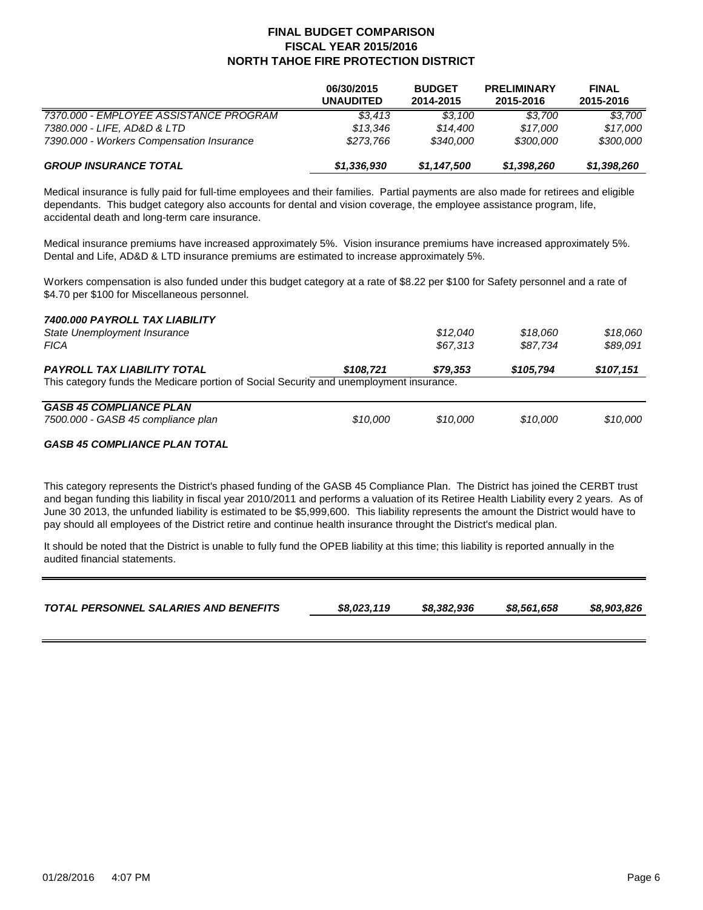# FINAL BUDGET COMPARISON
## FISCAL YEAR 2015/2016
## NORTH TAHOE FIRE PROTECTION DISTRICT

| | 06/30/2015 UNAUDITED | BUDGET 2014-2015 | PRELIMINARY 2015-2016 | FINAL 2015-2016 |
|---|---|---|---|---|
| *7370.000 - EMPLOYEE ASSISTANCE PROGRAM* | *$3,413* | *$3,100* | *$3,700* | *$3,700* |
| *7380.000 - LIFE, AD&D & LTD* | *$13,346* | *$14,400* | *$17,000* | *$17,000* |
| *7390.000 - Workers Compensation Insurance* | *$273,766* | *$340,000* | *$300,000* | *$300,000* |
| ***GROUP INSURANCE TOTAL*** | ***$1,336,930*** | ***$1,147,500*** | ***$1,398,260*** | ***$1,398,260*** |

Medical insurance is fully paid for full-time employees and their families. Partial payments are also made for retirees and eligible dependants. This budget category also accounts for dental and vision coverage, the employee assistance program, life, accidental death and long-term care insurance.

Medical insurance premiums have increased approximately 5%. Vision insurance premiums have increased approximately 5%. Dental and Life, AD&D & LTD insurance premiums are estimated to increase approximately 5%.

Workers compensation is also funded under this budget category at a rate of $8.22 per $100 for Safety personnel and a rate of $4.70 per $100 for Miscellaneous personnel.

| | 06/30/2015 UNAUDITED | BUDGET 2014-2015 | PRELIMINARY 2015-2016 | FINAL 2015-2016 |
|---|---|---|---|---|
| ***7400.000 PAYROLL TAX LIABILITY*** | | | | |
| *State Unemployment Insurance* | | *$12,040* | *$18,060* | *$18,060* |
| *FICA* | | *$67,313* | *$87,734* | *$89,091* |
| ***PAYROLL TAX LIABILITY TOTAL*** | ***$108,721*** | ***$79,353*** | ***$105,794*** | ***$107,151*** |

This category funds the Medicare portion of Social Security and unemployment insurance.

| | 06/30/2015 UNAUDITED | BUDGET 2014-2015 | PRELIMINARY 2015-2016 | FINAL 2015-2016 |
|---|---|---|---|---|
| ***GASB 45 COMPLIANCE PLAN*** | | | | |
| *7500.000 - GASB 45 compliance plan* | *$10,000* | *$10,000* | *$10,000* | *$10,000* |
| ***GASB 45 COMPLIANCE PLAN TOTAL*** | | | | |

This category represents the District's phased funding of the GASB 45 Compliance Plan. The District has joined the CERBT trust and began funding this liability in fiscal year 2010/2011 and performs a valuation of its Retiree Health Liability every 2 years. As of June 30 2013, the unfunded liability is estimated to be $5,999,600. This liability represents the amount the District would have to pay should all employees of the District retire and continue health insurance throught the District's medical plan.

It should be noted that the District is unable to fully fund the OPEB liability at this time; this liability is reported annually in the audited financial statements.

| | 06/30/2015 UNAUDITED | BUDGET 2014-2015 | PRELIMINARY 2015-2016 | FINAL 2015-2016 |
|---|---|---|---|---|
| ***TOTAL PERSONNEL SALARIES AND BENEFITS*** | ***$8,023,119*** | ***$8,382,936*** | ***$8,561,658*** | ***$8,903,826*** |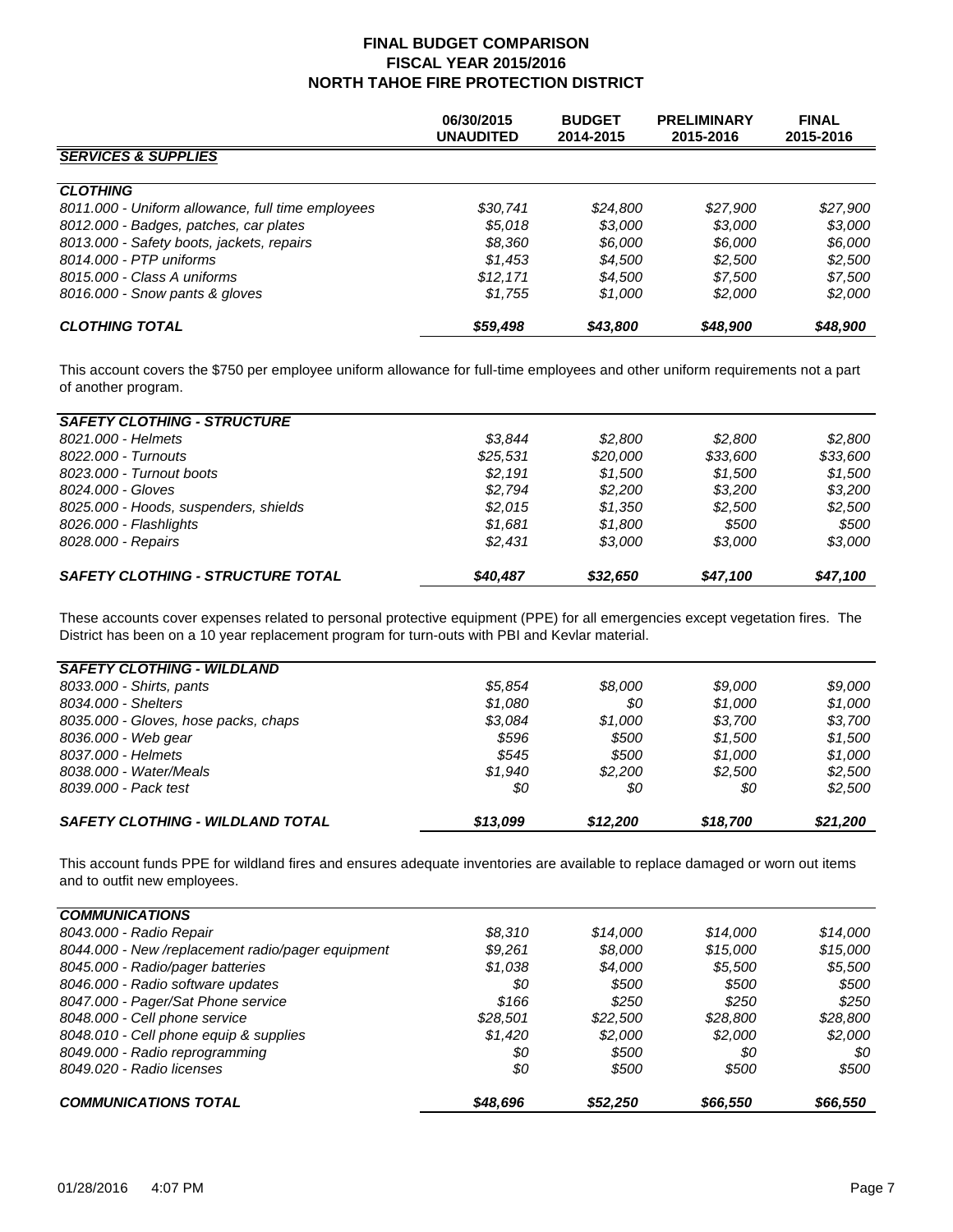# FINAL BUDGET COMPARISON
## FISCAL YEAR 2015/2016
## NORTH TAHOE FIRE PROTECTION DISTRICT

| | 06/30/2015 UNAUDITED | BUDGET 2014-2015 | PRELIMINARY 2015-2016 | FINAL 2015-2016 |
|---|---|---|---|---|
| ***SERVICES & SUPPLIES*** | | | | |
| ***CLOTHING*** | | | | |
| *8011.000 - Uniform allowance, full time employees* | *$30,741* | *$24,800* | *$27,900* | *$27,900* |
| *8012.000 - Badges, patches, car plates* | *$5,018* | *$3,000* | *$3,000* | *$3,000* |
| *8013.000 - Safety boots, jackets, repairs* | *$8,360* | *$6,000* | *$6,000* | *$6,000* |
| *8014.000 - PTP uniforms* | *$1,453* | *$4,500* | *$2,500* | *$2,500* |
| *8015.000 - Class A uniforms* | *$12,171* | *$4,500* | *$7,500* | *$7,500* |
| *8016.000 - Snow pants & gloves* | *$1,755* | *$1,000* | *$2,000* | *$2,000* |
| ***CLOTHING TOTAL*** | ***$59,498*** | ***$43,800*** | ***$48,900*** | ***$48,900*** |

This account covers the $750 per employee uniform allowance for full-time employees and other uniform requirements not a part of another program.

| | 06/30/2015 UNAUDITED | BUDGET 2014-2015 | PRELIMINARY 2015-2016 | FINAL 2015-2016 |
|---|---|---|---|---|
| ***SAFETY CLOTHING - STRUCTURE*** | | | | |
| *8021.000 - Helmets* | *$3,844* | *$2,800* | *$2,800* | *$2,800* |
| *8022.000 - Turnouts* | *$25,531* | *$20,000* | *$33,600* | *$33,600* |
| *8023.000 - Turnout boots* | *$2,191* | *$1,500* | *$1,500* | *$1,500* |
| *8024.000 - Gloves* | *$2,794* | *$2,200* | *$3,200* | *$3,200* |
| *8025.000 - Hoods, suspenders, shields* | *$2,015* | *$1,350* | *$2,500* | *$2,500* |
| *8026.000 - Flashlights* | *$1,681* | *$1,800* | *$500* | *$500* |
| *8028.000 - Repairs* | *$2,431* | *$3,000* | *$3,000* | *$3,000* |
| ***SAFETY CLOTHING - STRUCTURE TOTAL*** | ***$40,487*** | ***$32,650*** | ***$47,100*** | ***$47,100*** |

These accounts cover expenses related to personal protective equipment (PPE) for all emergencies except vegetation fires. The District has been on a 10 year replacement program for turn-outs with PBI and Kevlar material.

| | 06/30/2015 UNAUDITED | BUDGET 2014-2015 | PRELIMINARY 2015-2016 | FINAL 2015-2016 |
|---|---|---|---|---|
| ***SAFETY CLOTHING - WILDLAND*** | | | | |
| *8033.000 - Shirts, pants* | *$5,854* | *$8,000* | *$9,000* | *$9,000* |
| *8034.000 - Shelters* | *$1,080* | *$0* | *$1,000* | *$1,000* |
| *8035.000 - Gloves, hose packs, chaps* | *$3,084* | *$1,000* | *$3,700* | *$3,700* |
| *8036.000 - Web gear* | *$596* | *$500* | *$1,500* | *$1,500* |
| *8037.000 - Helmets* | *$545* | *$500* | *$1,000* | *$1,000* |
| *8038.000 - Water/Meals* | *$1,940* | *$2,200* | *$2,500* | *$2,500* |
| *8039.000 - Pack test* | *$0* | *$0* | *$0* | *$2,500* |
| ***SAFETY CLOTHING - WILDLAND TOTAL*** | ***$13,099*** | ***$12,200*** | ***$18,700*** | ***$21,200*** |

This account funds PPE for wildland fires and ensures adequate inventories are available to replace damaged or worn out items and to outfit new employees.

| | 06/30/2015 UNAUDITED | BUDGET 2014-2015 | PRELIMINARY 2015-2016 | FINAL 2015-2016 |
|---|---|---|---|---|
| ***COMMUNICATIONS*** | | | | |
| *8043.000 - Radio Repair* | *$8,310* | *$14,000* | *$14,000* | *$14,000* |
| *8044.000 - New /replacement radio/pager equipment* | *$9,261* | *$8,000* | *$15,000* | *$15,000* |
| *8045.000 - Radio/pager batteries* | *$1,038* | *$4,000* | *$5,500* | *$5,500* |
| *8046.000 - Radio software updates* | *$0* | *$500* | *$500* | *$500* |
| *8047.000 - Pager/Sat Phone service* | *$166* | *$250* | *$250* | *$250* |
| *8048.000 - Cell phone service* | *$28,501* | *$22,500* | *$28,800* | *$28,800* |
| *8048.010 - Cell phone equip & supplies* | *$1,420* | *$2,000* | *$2,000* | *$2,000* |
| *8049.000 - Radio reprogramming* | *$0* | *$500* | *$0* | *$0* |
| *8049.020 - Radio licenses* | *$0* | *$500* | *$500* | *$500* |
| ***COMMUNICATIONS TOTAL*** | ***$48,696*** | ***$52,250*** | ***$66,550*** | ***$66,550*** |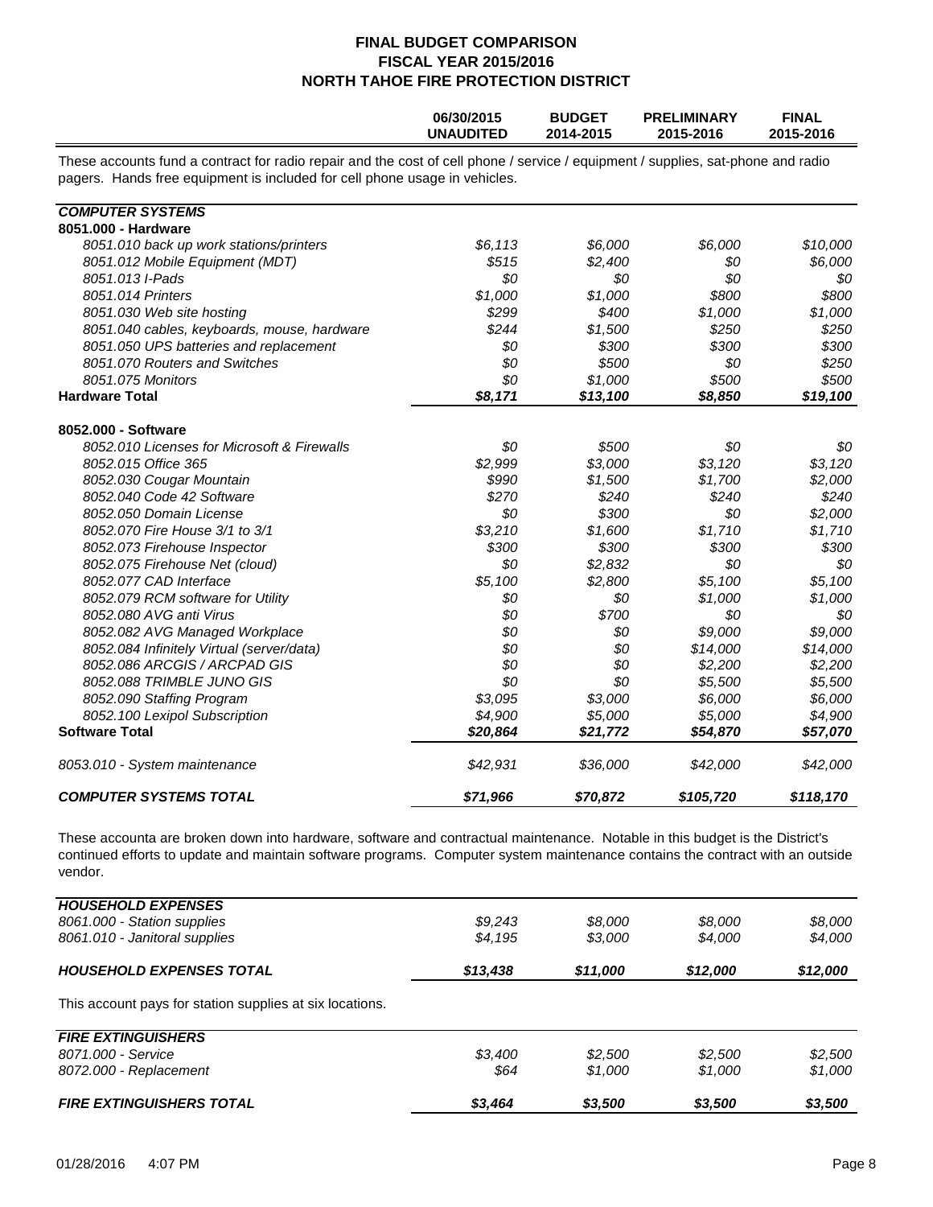## FINAL BUDGET COMPARISON
## FISCAL YEAR 2015/2016
## NORTH TAHOE FIRE PROTECTION DISTRICT

| | 06/30/2015 UNAUDITED | BUDGET 2014-2015 | PRELIMINARY 2015-2016 | FINAL 2015-2016 |
|---|---|---|---|---|

These accounts fund a contract for radio repair and the cost of cell phone / service / equipment / supplies, sat-phone and radio pagers. Hands free equipment is included for cell phone usage in vehicles.

| | 06/30/2015 UNAUDITED | BUDGET 2014-2015 | PRELIMINARY 2015-2016 | FINAL 2015-2016 |
|---|---|---|---|---|
| ***COMPUTER SYSTEMS*** | | | | |
| **8051.000 - Hardware** | | | | |
| *8051.010 back up work stations/printers* | *$6,113* | *$6,000* | *$6,000* | *$10,000* |
| *8051.012 Mobile Equipment (MDT)* | *$515* | *$2,400* | *$0* | *$6,000* |
| *8051.013 I-Pads* | *$0* | *$0* | *$0* | *$0* |
| *8051.014 Printers* | *$1,000* | *$1,000* | *$800* | *$800* |
| *8051.030 Web site hosting* | *$299* | *$400* | *$1,000* | *$1,000* |
| *8051.040 cables, keyboards, mouse, hardware* | *$244* | *$1,500* | *$250* | *$250* |
| *8051.050 UPS batteries and replacement* | *$0* | *$300* | *$300* | *$300* |
| *8051.070 Routers and Switches* | *$0* | *$500* | *$0* | *$250* |
| *8051.075 Monitors* | *$0* | *$1,000* | *$500* | *$500* |
| **Hardware Total** | ***$8,171*** | ***$13,100*** | ***$8,850*** | ***$19,100*** |
| **8052.000 - Software** | | | | |
| *8052.010 Licenses for Microsoft & Firewalls* | *$0* | *$500* | *$0* | *$0* |
| *8052.015 Office 365* | *$2,999* | *$3,000* | *$3,120* | *$3,120* |
| *8052.030 Cougar Mountain* | *$990* | *$1,500* | *$1,700* | *$2,000* |
| *8052.040 Code 42 Software* | *$270* | *$240* | *$240* | *$240* |
| *8052.050 Domain License* | *$0* | *$300* | *$0* | *$2,000* |
| *8052.070 Fire House 3/1 to 3/1* | *$3,210* | *$1,600* | *$1,710* | *$1,710* |
| *8052.073 Firehouse Inspector* | *$300* | *$300* | *$300* | *$300* |
| *8052.075 Firehouse Net (cloud)* | *$0* | *$2,832* | *$0* | *$0* |
| *8052.077 CAD Interface* | *$5,100* | *$2,800* | *$5,100* | *$5,100* |
| *8052.079 RCM software for Utility* | *$0* | *$0* | *$1,000* | *$1,000* |
| *8052.080 AVG anti Virus* | *$0* | *$700* | *$0* | *$0* |
| *8052.082 AVG Managed Workplace* | *$0* | *$0* | *$9,000* | *$9,000* |
| *8052.084 Infinitely Virtual (server/data)* | *$0* | *$0* | *$14,000* | *$14,000* |
| *8052.086 ARCGIS / ARCPAD GIS* | *$0* | *$0* | *$2,200* | *$2,200* |
| *8052.088 TRIMBLE JUNO GIS* | *$0* | *$0* | *$5,500* | *$5,500* |
| *8052.090 Staffing Program* | *$3,095* | *$3,000* | *$6,000* | *$6,000* |
| *8052.100 Lexipol Subscription* | *$4,900* | *$5,000* | *$5,000* | *$4,900* |
| **Software Total** | ***$20,864*** | ***$21,772*** | ***$54,870*** | ***$57,070*** |
| *8053.010 - System maintenance* | *$42,931* | *$36,000* | *$42,000* | *$42,000* |
| ***COMPUTER SYSTEMS TOTAL*** | ***$71,966*** | ***$70,872*** | ***$105,720*** | ***$118,170*** |

These accounta are broken down into hardware, software and contractual maintenance. Notable in this budget is the District's continued efforts to update and maintain software programs. Computer system maintenance contains the contract with an outside vendor.

| | 06/30/2015 UNAUDITED | BUDGET 2014-2015 | PRELIMINARY 2015-2016 | FINAL 2015-2016 |
|---|---|---|---|---|
| ***HOUSEHOLD EXPENSES*** | | | | |
| *8061.000 - Station supplies* | *$9,243* | *$8,000* | *$8,000* | *$8,000* |
| *8061.010 - Janitoral supplies* | *$4,195* | *$3,000* | *$4,000* | *$4,000* |
| ***HOUSEHOLD EXPENSES TOTAL*** | ***$13,438*** | ***$11,000*** | ***$12,000*** | ***$12,000*** |

This account pays for station supplies at six locations.

| | 06/30/2015 UNAUDITED | BUDGET 2014-2015 | PRELIMINARY 2015-2016 | FINAL 2015-2016 |
|---|---|---|---|---|
| ***FIRE EXTINGUISHERS*** | | | | |
| *8071.000 - Service* | *$3,400* | *$2,500* | *$2,500* | *$2,500* |
| *8072.000 - Replacement* | *$64* | *$1,000* | *$1,000* | *$1,000* |
| ***FIRE EXTINGUISHERS TOTAL*** | ***$3,464*** | ***$3,500*** | ***$3,500*** | ***$3,500*** |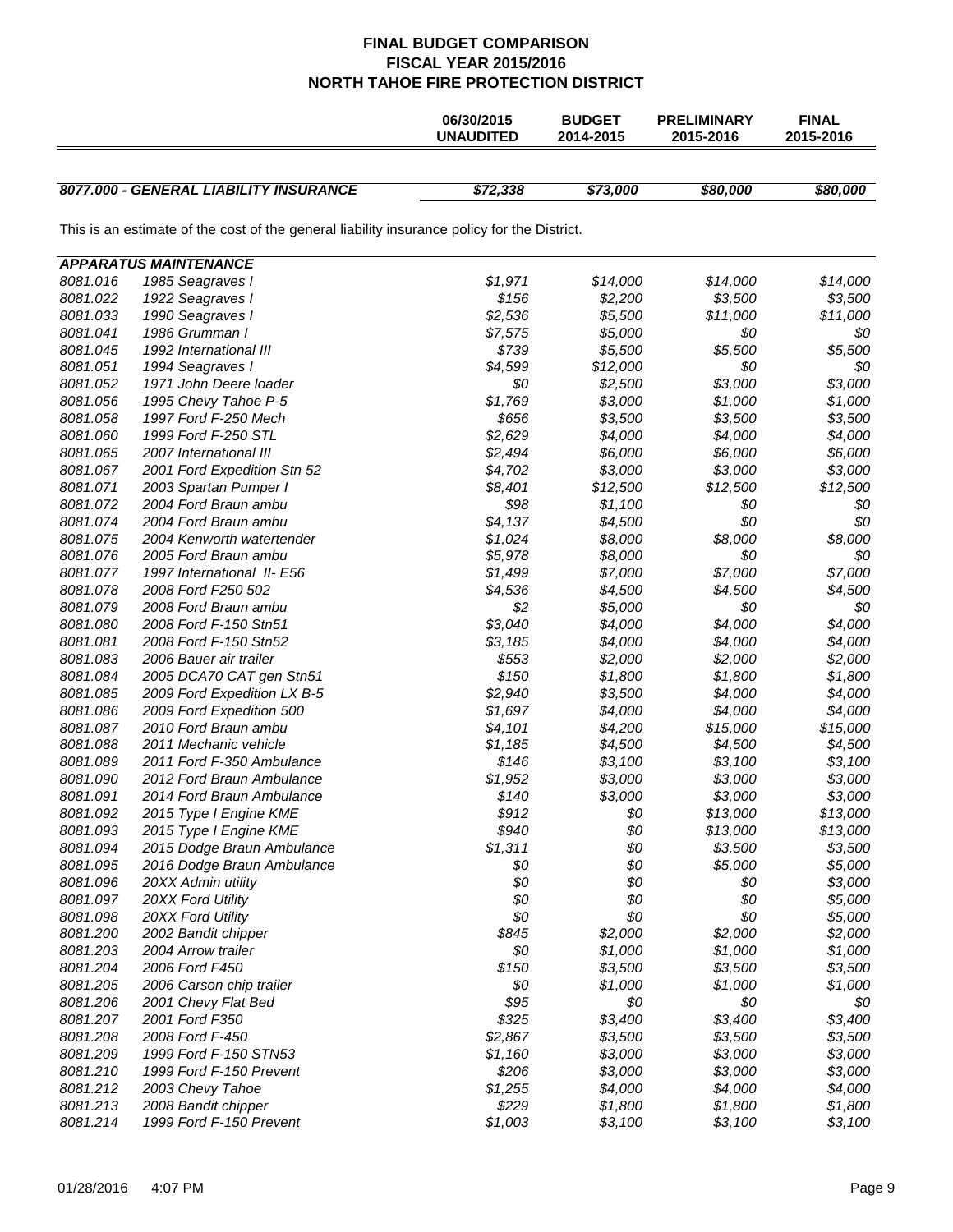# FINAL BUDGET COMPARISON
## FISCAL YEAR 2015/2016
## NORTH TAHOE FIRE PROTECTION DISTRICT

| | | 06/30/2015 UNAUDITED | BUDGET 2014-2015 | PRELIMINARY 2015-2016 | FINAL 2015-2016 |
|---|---|---|---|---|---|
| ***8077.000 - GENERAL LIABILITY INSURANCE*** | | ***$72,338*** | ***$73,000*** | ***$80,000*** | ***$80,000*** |

This is an estimate of the cost of the general liability insurance policy for the District.

| ***APPARATUS MAINTENANCE*** | | | | | |
|---|---|---|---|---|---|
| *8081.016* | *1985 Seagraves I* | *$1,971* | *$14,000* | *$14,000* | *$14,000* |
| *8081.022* | *1922 Seagraves I* | *$156* | *$2,200* | *$3,500* | *$3,500* |
| *8081.033* | *1990 Seagraves I* | *$2,536* | *$5,500* | *$11,000* | *$11,000* |
| *8081.041* | *1986 Grumman I* | *$7,575* | *$5,000* | *$0* | *$0* |
| *8081.045* | *1992 International III* | *$739* | *$5,500* | *$5,500* | *$5,500* |
| *8081.051* | *1994 Seagraves I* | *$4,599* | *$12,000* | *$0* | *$0* |
| *8081.052* | *1971 John Deere loader* | *$0* | *$2,500* | *$3,000* | *$3,000* |
| *8081.056* | *1995 Chevy Tahoe P-5* | *$1,769* | *$3,000* | *$1,000* | *$1,000* |
| *8081.058* | *1997 Ford F-250 Mech* | *$656* | *$3,500* | *$3,500* | *$3,500* |
| *8081.060* | *1999 Ford F-250 STL* | *$2,629* | *$4,000* | *$4,000* | *$4,000* |
| *8081.065* | *2007 International III* | *$2,494* | *$6,000* | *$6,000* | *$6,000* |
| *8081.067* | *2001 Ford Expedition Stn 52* | *$4,702* | *$3,000* | *$3,000* | *$3,000* |
| *8081.071* | *2003 Spartan Pumper I* | *$8,401* | *$12,500* | *$12,500* | *$12,500* |
| *8081.072* | *2004 Ford Braun ambu* | *$98* | *$1,100* | *$0* | *$0* |
| *8081.074* | *2004 Ford Braun ambu* | *$4,137* | *$4,500* | *$0* | *$0* |
| *8081.075* | *2004 Kenworth watertender* | *$1,024* | *$8,000* | *$8,000* | *$8,000* |
| *8081.076* | *2005 Ford Braun ambu* | *$5,978* | *$8,000* | *$0* | *$0* |
| *8081.077* | *1997 International II- E56* | *$1,499* | *$7,000* | *$7,000* | *$7,000* |
| *8081.078* | *2008 Ford F250 502* | *$4,536* | *$4,500* | *$4,500* | *$4,500* |
| *8081.079* | *2008 Ford Braun ambu* | *$2* | *$5,000* | *$0* | *$0* |
| *8081.080* | *2008 Ford F-150 Stn51* | *$3,040* | *$4,000* | *$4,000* | *$4,000* |
| *8081.081* | *2008 Ford F-150 Stn52* | *$3,185* | *$4,000* | *$4,000* | *$4,000* |
| *8081.083* | *2006 Bauer air trailer* | *$553* | *$2,000* | *$2,000* | *$2,000* |
| *8081.084* | *2005 DCA70 CAT gen Stn51* | *$150* | *$1,800* | *$1,800* | *$1,800* |
| *8081.085* | *2009 Ford Expedition LX B-5* | *$2,940* | *$3,500* | *$4,000* | *$4,000* |
| *8081.086* | *2009 Ford Expedition 500* | *$1,697* | *$4,000* | *$4,000* | *$4,000* |
| *8081.087* | *2010 Ford Braun ambu* | *$4,101* | *$4,200* | *$15,000* | *$15,000* |
| *8081.088* | *2011 Mechanic vehicle* | *$1,185* | *$4,500* | *$4,500* | *$4,500* |
| *8081.089* | *2011 Ford F-350 Ambulance* | *$146* | *$3,100* | *$3,100* | *$3,100* |
| *8081.090* | *2012 Ford Braun Ambulance* | *$1,952* | *$3,000* | *$3,000* | *$3,000* |
| *8081.091* | *2014 Ford Braun Ambulance* | *$140* | *$3,000* | *$3,000* | *$3,000* |
| *8081.092* | *2015 Type I Engine KME* | *$912* | *$0* | *$13,000* | *$13,000* |
| *8081.093* | *2015 Type I Engine KME* | *$940* | *$0* | *$13,000* | *$13,000* |
| *8081.094* | *2015 Dodge Braun Ambulance* | *$1,311* | *$0* | *$3,500* | *$3,500* |
| *8081.095* | *2016 Dodge Braun Ambulance* | *$0* | *$0* | *$5,000* | *$5,000* |
| *8081.096* | *20XX Admin utility* | *$0* | *$0* | *$0* | *$3,000* |
| *8081.097* | *20XX Ford Utility* | *$0* | *$0* | *$0* | *$5,000* |
| *8081.098* | *20XX Ford Utility* | *$0* | *$0* | *$0* | *$5,000* |
| *8081.200* | *2002 Bandit chipper* | *$845* | *$2,000* | *$2,000* | *$2,000* |
| *8081.203* | *2004 Arrow trailer* | *$0* | *$1,000* | *$1,000* | *$1,000* |
| *8081.204* | *2006 Ford F450* | *$150* | *$3,500* | *$3,500* | *$3,500* |
| *8081.205* | *2006 Carson chip trailer* | *$0* | *$1,000* | *$1,000* | *$1,000* |
| *8081.206* | *2001 Chevy Flat Bed* | *$95* | *$0* | *$0* | *$0* |
| *8081.207* | *2001 Ford F350* | *$325* | *$3,400* | *$3,400* | *$3,400* |
| *8081.208* | *2008 Ford F-450* | *$2,867* | *$3,500* | *$3,500* | *$3,500* |
| *8081.209* | *1999 Ford F-150 STN53* | *$1,160* | *$3,000* | *$3,000* | *$3,000* |
| *8081.210* | *1999 Ford F-150 Prevent* | *$206* | *$3,000* | *$3,000* | *$3,000* |
| *8081.212* | *2003 Chevy Tahoe* | *$1,255* | *$4,000* | *$4,000* | *$4,000* |
| *8081.213* | *2008 Bandit chipper* | *$229* | *$1,800* | *$1,800* | *$1,800* |
| *8081.214* | *1999 Ford F-150 Prevent* | *$1,003* | *$3,100* | *$3,100* | *$3,100* |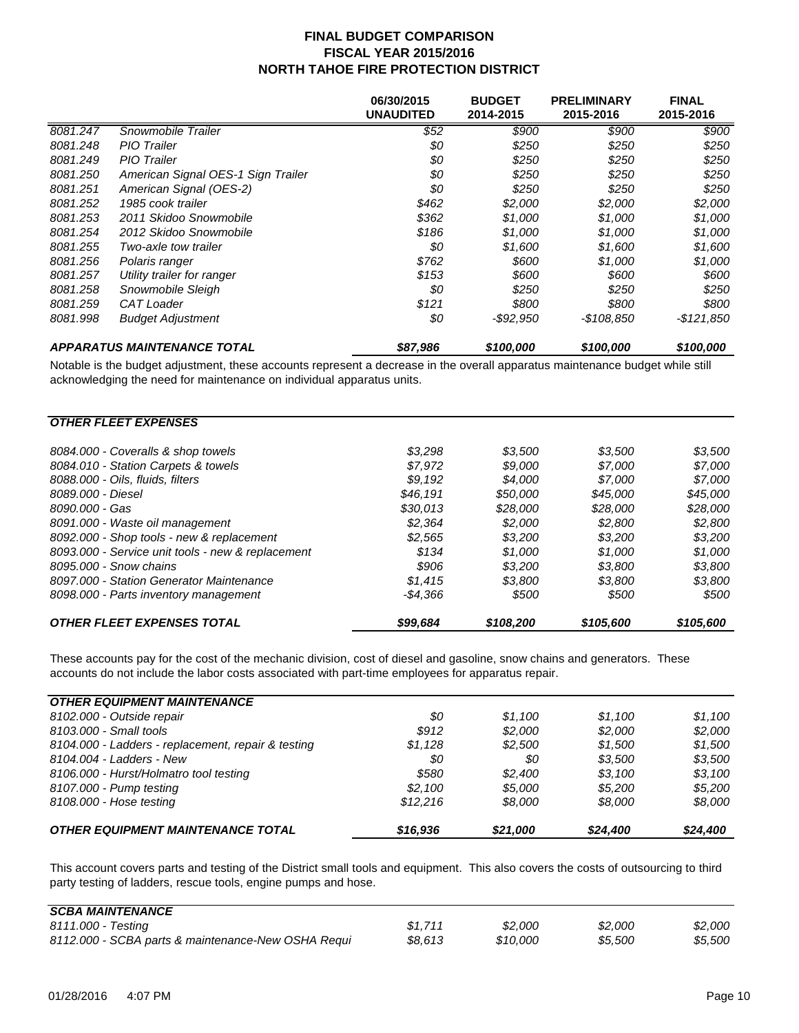# FINAL BUDGET COMPARISON
## FISCAL YEAR 2015/2016
## NORTH TAHOE FIRE PROTECTION DISTRICT

| | | 06/30/2015 UNAUDITED | BUDGET 2014-2015 | PRELIMINARY 2015-2016 | FINAL 2015-2016 |
|---|---|---|---|---|---|
| *8081.247* | *Snowmobile Trailer* | *$52* | *$900* | *$900* | *$900* |
| *8081.248* | *PIO Trailer* | *$0* | *$250* | *$250* | *$250* |
| *8081.249* | *PIO Trailer* | *$0* | *$250* | *$250* | *$250* |
| *8081.250* | *American Signal OES-1 Sign Trailer* | *$0* | *$250* | *$250* | *$250* |
| *8081.251* | *American Signal (OES-2)* | *$0* | *$250* | *$250* | *$250* |
| *8081.252* | *1985 cook trailer* | *$462* | *$2,000* | *$2,000* | *$2,000* |
| *8081.253* | *2011 Skidoo Snowmobile* | *$362* | *$1,000* | *$1,000* | *$1,000* |
| *8081.254* | *2012 Skidoo Snowmobile* | *$186* | *$1,000* | *$1,000* | *$1,000* |
| *8081.255* | *Two-axle tow trailer* | *$0* | *$1,600* | *$1,600* | *$1,600* |
| *8081.256* | *Polaris ranger* | *$762* | *$600* | *$1,000* | *$1,000* |
| *8081.257* | *Utility trailer for ranger* | *$153* | *$600* | *$600* | *$600* |
| *8081.258* | *Snowmobile Sleigh* | *$0* | *$250* | *$250* | *$250* |
| *8081.259* | *CAT Loader* | *$121* | *$800* | *$800* | *$800* |
| *8081.998* | *Budget Adjustment* | *$0* | *-$92,950* | *-$108,850* | *-$121,850* |
| ***APPARATUS MAINTENANCE TOTAL*** | | ***$87,986*** | ***$100,000*** | ***$100,000*** | ***$100,000*** |

Notable is the budget adjustment, these accounts represent a decrease in the overall apparatus maintenance budget while still acknowledging the need for maintenance on individual apparatus units.

| ***OTHER FLEET EXPENSES*** | | | | |
|---|---|---|---|---|
| *8084.000 - Coveralls & shop towels* | *$3,298* | *$3,500* | *$3,500* | *$3,500* |
| *8084.010 - Station Carpets & towels* | *$7,972* | *$9,000* | *$7,000* | *$7,000* |
| *8088.000 - Oils, fluids, filters* | *$9,192* | *$4,000* | *$7,000* | *$7,000* |
| *8089.000 - Diesel* | *$46,191* | *$50,000* | *$45,000* | *$45,000* |
| *8090.000 - Gas* | *$30,013* | *$28,000* | *$28,000* | *$28,000* |
| *8091.000 - Waste oil management* | *$2,364* | *$2,000* | *$2,800* | *$2,800* |
| *8092.000 - Shop tools - new & replacement* | *$2,565* | *$3,200* | *$3,200* | *$3,200* |
| *8093.000 - Service unit tools - new & replacement* | *$134* | *$1,000* | *$1,000* | *$1,000* |
| *8095.000 - Snow chains* | *$906* | *$3,200* | *$3,800* | *$3,800* |
| *8097.000 - Station Generator Maintenance* | *$1,415* | *$3,800* | *$3,800* | *$3,800* |
| *8098.000 - Parts inventory management* | *-$4,366* | *$500* | *$500* | *$500* |
| ***OTHER FLEET EXPENSES TOTAL*** | ***$99,684*** | ***$108,200*** | ***$105,600*** | ***$105,600*** |

These accounts pay for the cost of the mechanic division, cost of diesel and gasoline, snow chains and generators. These accounts do not include the labor costs associated with part-time employees for apparatus repair.

| ***OTHER EQUIPMENT MAINTENANCE*** | | | | |
|---|---|---|---|---|
| *8102.000 - Outside repair* | *$0* | *$1,100* | *$1,100* | *$1,100* |
| *8103.000 - Small tools* | *$912* | *$2,000* | *$2,000* | *$2,000* |
| *8104.000 - Ladders - replacement, repair & testing* | *$1,128* | *$2,500* | *$1,500* | *$1,500* |
| *8104.004 - Ladders - New* | *$0* | *$0* | *$3,500* | *$3,500* |
| *8106.000 - Hurst/Holmatro tool testing* | *$580* | *$2,400* | *$3,100* | *$3,100* |
| *8107.000 - Pump testing* | *$2,100* | *$5,000* | *$5,200* | *$5,200* |
| *8108.000 - Hose testing* | *$12,216* | *$8,000* | *$8,000* | *$8,000* |
| ***OTHER EQUIPMENT MAINTENANCE TOTAL*** | ***$16,936*** | ***$21,000*** | ***$24,400*** | ***$24,400*** |

This account covers parts and testing of the District small tools and equipment. This also covers the costs of outsourcing to third party testing of ladders, rescue tools, engine pumps and hose.

| ***SCBA MAINTENANCE*** | | | | |
|---|---|---|---|---|
| *8111.000 - Testing* | *$1,711* | *$2,000* | *$2,000* | *$2,000* |
| *8112.000 - SCBA parts & maintenance-New OSHA Requi* | *$8,613* | *$10,000* | *$5,500* | *$5,500* |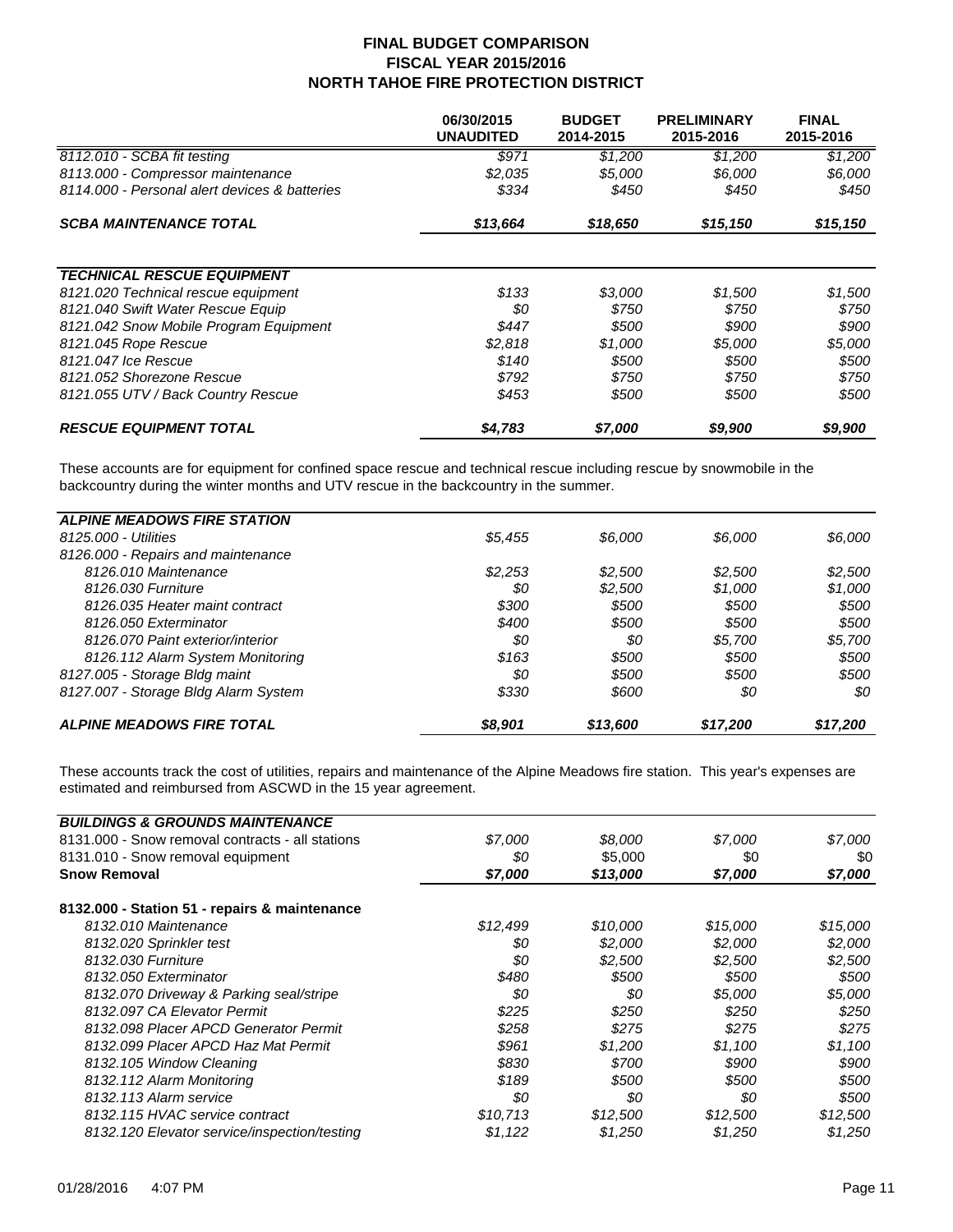## FINAL BUDGET COMPARISON
## FISCAL YEAR 2015/2016
## NORTH TAHOE FIRE PROTECTION DISTRICT

| | 06/30/2015 UNAUDITED | BUDGET 2014-2015 | PRELIMINARY 2015-2016 | FINAL 2015-2016 |
|---|---|---|---|---|
| *8112.010 - SCBA fit testing* | *$971* | *$1,200* | *$1,200* | *$1,200* |
| *8113.000 - Compressor maintenance* | *$2,035* | *$5,000* | *$6,000* | *$6,000* |
| *8114.000 - Personal alert devices & batteries* | *$334* | *$450* | *$450* | *$450* |
| ***SCBA MAINTENANCE TOTAL*** | ***$13,664*** | ***$18,650*** | ***$15,150*** | ***$15,150*** |

| | 06/30/2015 UNAUDITED | BUDGET 2014-2015 | PRELIMINARY 2015-2016 | FINAL 2015-2016 |
|---|---|---|---|---|
| ***TECHNICAL RESCUE EQUIPMENT*** | | | | |
| *8121.020 Technical rescue equipment* | *$133* | *$3,000* | *$1,500* | *$1,500* |
| *8121.040 Swift Water Rescue Equip* | *$0* | *$750* | *$750* | *$750* |
| *8121.042 Snow Mobile Program Equipment* | *$447* | *$500* | *$900* | *$900* |
| *8121.045 Rope Rescue* | *$2,818* | *$1,000* | *$5,000* | *$5,000* |
| *8121.047 Ice Rescue* | *$140* | *$500* | *$500* | *$500* |
| *8121.052 Shorezone Rescue* | *$792* | *$750* | *$750* | *$750* |
| *8121.055 UTV / Back Country Rescue* | *$453* | *$500* | *$500* | *$500* |
| ***RESCUE EQUIPMENT TOTAL*** | ***$4,783*** | ***$7,000*** | ***$9,900*** | ***$9,900*** |

These accounts are for equipment for confined space rescue and technical rescue including rescue by snowmobile in the backcountry during the winter months and UTV rescue in the backcountry in the summer.

| | 06/30/2015 UNAUDITED | BUDGET 2014-2015 | PRELIMINARY 2015-2016 | FINAL 2015-2016 |
|---|---|---|---|---|
| ***ALPINE MEADOWS FIRE STATION*** | | | | |
| *8125.000 - Utilities* | *$5,455* | *$6,000* | *$6,000* | *$6,000* |
| *8126.000 - Repairs and maintenance* | | | | |
| *8126.010 Maintenance* | *$2,253* | *$2,500* | *$2,500* | *$2,500* |
| *8126.030 Furniture* | *$0* | *$2,500* | *$1,000* | *$1,000* |
| *8126.035 Heater maint contract* | *$300* | *$500* | *$500* | *$500* |
| *8126.050 Exterminator* | *$400* | *$500* | *$500* | *$500* |
| *8126.070 Paint exterior/interior* | *$0* | *$0* | *$5,700* | *$5,700* |
| *8126.112 Alarm System Monitoring* | *$163* | *$500* | *$500* | *$500* |
| *8127.005 - Storage Bldg maint* | *$0* | *$500* | *$500* | *$500* |
| *8127.007 - Storage Bldg Alarm System* | *$330* | *$600* | *$0* | *$0* |
| ***ALPINE MEADOWS FIRE TOTAL*** | ***$8,901*** | ***$13,600*** | ***$17,200*** | ***$17,200*** |

These accounts track the cost of utilities, repairs and maintenance of the Alpine Meadows fire station. This year's expenses are estimated and reimbursed from ASCWD in the 15 year agreement.

| | 06/30/2015 UNAUDITED | BUDGET 2014-2015 | PRELIMINARY 2015-2016 | FINAL 2015-2016 |
|---|---|---|---|---|
| ***BUILDINGS & GROUNDS MAINTENANCE*** | | | | |
| 8131.000 - Snow removal contracts - all stations | *$7,000* | *$8,000* | *$7,000* | *$7,000* |
| 8131.010 - Snow removal equipment | *$0* | $5,000 | $0 | $0 |
| **Snow Removal** | ***$7,000*** | ***$13,000*** | ***$7,000*** | ***$7,000*** |
| **8132.000 - Station 51 - repairs & maintenance** | | | | |
| *8132.010 Maintenance* | *$12,499* | *$10,000* | *$15,000* | *$15,000* |
| *8132.020 Sprinkler test* | *$0* | *$2,000* | *$2,000* | *$2,000* |
| *8132.030 Furniture* | *$0* | *$2,500* | *$2,500* | *$2,500* |
| *8132.050 Exterminator* | *$480* | *$500* | *$500* | *$500* |
| *8132.070 Driveway & Parking seal/stripe* | *$0* | *$0* | *$5,000* | *$5,000* |
| *8132.097 CA Elevator Permit* | *$225* | *$250* | *$250* | *$250* |
| *8132.098 Placer APCD Generator Permit* | *$258* | *$275* | *$275* | *$275* |
| *8132.099 Placer APCD Haz Mat Permit* | *$961* | *$1,200* | *$1,100* | *$1,100* |
| *8132.105 Window Cleaning* | *$830* | *$700* | *$900* | *$900* |
| *8132.112 Alarm Monitoring* | *$189* | *$500* | *$500* | *$500* |
| *8132.113 Alarm service* | *$0* | *$0* | *$0* | *$500* |
| *8132.115 HVAC service contract* | *$10,713* | *$12,500* | *$12,500* | *$12,500* |
| *8132.120 Elevator service/inspection/testing* | *$1,122* | *$1,250* | *$1,250* | *$1,250* |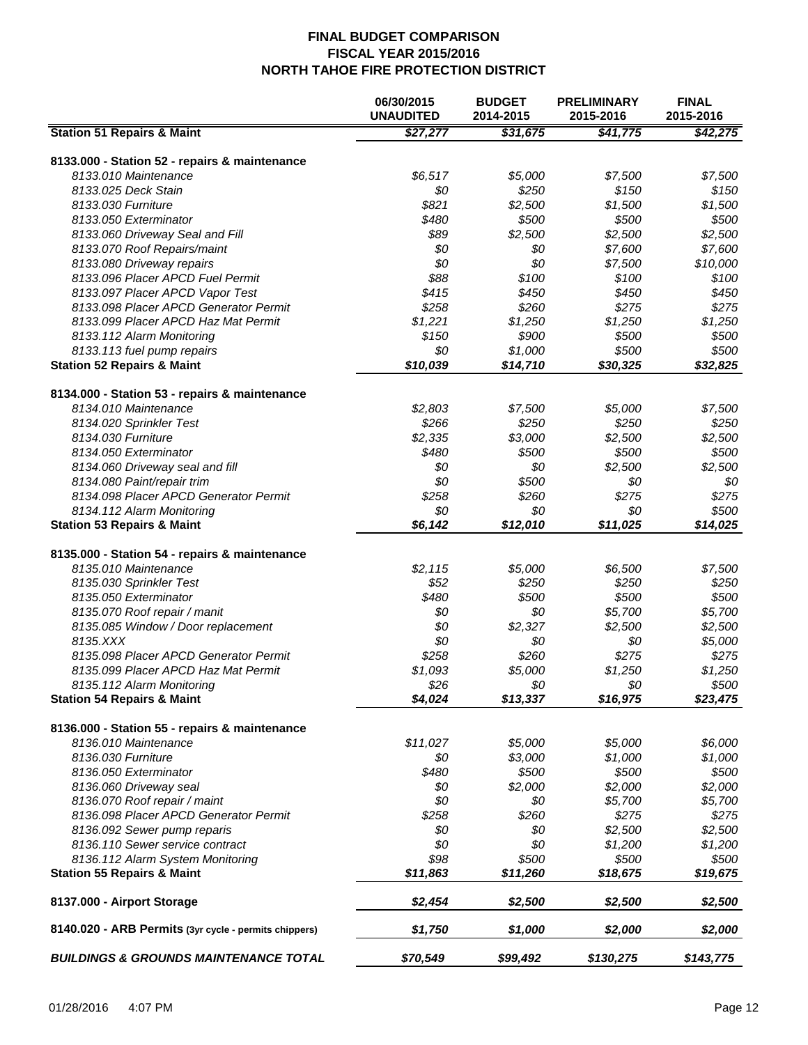# FINAL BUDGET COMPARISON
## FISCAL YEAR 2015/2016
## NORTH TAHOE FIRE PROTECTION DISTRICT

| | 06/30/2015 UNAUDITED | BUDGET 2014-2015 | PRELIMINARY 2015-2016 | FINAL 2015-2016 |
|---|---|---|---|---|
| **Station 51 Repairs & Maint** | ***$27,277*** | ***$31,675*** | ***$41,775*** | ***$42,275*** |
| **8133.000 - Station 52 - repairs & maintenance** | | | | |
| *8133.010 Maintenance* | *$6,517* | *$5,000* | *$7,500* | *$7,500* |
| *8133.025 Deck Stain* | *$0* | *$250* | *$150* | *$150* |
| *8133.030 Furniture* | *$821* | *$2,500* | *$1,500* | *$1,500* |
| *8133.050 Exterminator* | *$480* | *$500* | *$500* | *$500* |
| *8133.060 Driveway Seal and Fill* | *$89* | *$2,500* | *$2,500* | *$2,500* |
| *8133.070 Roof Repairs/maint* | *$0* | *$0* | *$7,600* | *$7,600* |
| *8133.080 Driveway repairs* | *$0* | *$0* | *$7,500* | *$10,000* |
| *8133.096 Placer APCD Fuel Permit* | *$88* | *$100* | *$100* | *$100* |
| *8133.097 Placer APCD Vapor Test* | *$415* | *$450* | *$450* | *$450* |
| *8133.098 Placer APCD Generator Permit* | *$258* | *$260* | *$275* | *$275* |
| *8133.099 Placer APCD Haz Mat Permit* | *$1,221* | *$1,250* | *$1,250* | *$1,250* |
| *8133.112 Alarm Monitoring* | *$150* | *$900* | *$500* | *$500* |
| *8133.113 fuel pump repairs* | *$0* | *$1,000* | *$500* | *$500* |
| **Station 52 Repairs & Maint** | ***$10,039*** | ***$14,710*** | ***$30,325*** | ***$32,825*** |
| **8134.000 - Station 53 - repairs & maintenance** | | | | |
| *8134.010 Maintenance* | *$2,803* | *$7,500* | *$5,000* | *$7,500* |
| *8134.020 Sprinkler Test* | *$266* | *$250* | *$250* | *$250* |
| *8134.030 Furniture* | *$2,335* | *$3,000* | *$2,500* | *$2,500* |
| *8134.050 Exterminator* | *$480* | *$500* | *$500* | *$500* |
| *8134.060 Driveway seal and fill* | *$0* | *$0* | *$2,500* | *$2,500* |
| *8134.080 Paint/repair trim* | *$0* | *$500* | *$0* | *$0* |
| *8134.098 Placer APCD Generator Permit* | *$258* | *$260* | *$275* | *$275* |
| *8134.112 Alarm Monitoring* | *$0* | *$0* | *$0* | *$500* |
| **Station 53 Repairs & Maint** | ***$6,142*** | ***$12,010*** | ***$11,025*** | ***$14,025*** |
| **8135.000 - Station 54 - repairs & maintenance** | | | | |
| *8135.010 Maintenance* | *$2,115* | *$5,000* | *$6,500* | *$7,500* |
| *8135.030 Sprinkler Test* | *$52* | *$250* | *$250* | *$250* |
| *8135.050 Exterminator* | *$480* | *$500* | *$500* | *$500* |
| *8135.070 Roof repair / manit* | *$0* | *$0* | *$5,700* | *$5,700* |
| *8135.085 Window / Door replacement* | *$0* | *$2,327* | *$2,500* | *$2,500* |
| *8135.XXX* | *$0* | *$0* | *$0* | *$5,000* |
| *8135.098 Placer APCD Generator Permit* | *$258* | *$260* | *$275* | *$275* |
| *8135.099 Placer APCD Haz Mat Permit* | *$1,093* | *$5,000* | *$1,250* | *$1,250* |
| *8135.112 Alarm Monitoring* | *$26* | *$0* | *$0* | *$500* |
| **Station 54 Repairs & Maint** | ***$4,024*** | ***$13,337*** | ***$16,975*** | ***$23,475*** |
| **8136.000 - Station 55 - repairs & maintenance** | | | | |
| *8136.010 Maintenance* | *$11,027* | *$5,000* | *$5,000* | *$6,000* |
| *8136.030 Furniture* | *$0* | *$3,000* | *$1,000* | *$1,000* |
| *8136.050 Exterminator* | *$480* | *$500* | *$500* | *$500* |
| *8136.060 Driveway seal* | *$0* | *$2,000* | *$2,000* | *$2,000* |
| *8136.070 Roof repair / maint* | *$0* | *$0* | *$5,700* | *$5,700* |
| *8136.098 Placer APCD Generator Permit* | *$258* | *$260* | *$275* | *$275* |
| *8136.092 Sewer pump reparis* | *$0* | *$0* | *$2,500* | *$2,500* |
| *8136.110 Sewer service contract* | *$0* | *$0* | *$1,200* | *$1,200* |
| *8136.112 Alarm System Monitoring* | *$98* | *$500* | *$500* | *$500* |
| **Station 55 Repairs & Maint** | ***$11,863*** | ***$11,260*** | ***$18,675*** | ***$19,675*** |
| **8137.000 - Airport Storage** | ***$2,454*** | ***$2,500*** | ***$2,500*** | ***$2,500*** |
| **8140.020 - ARB Permits (3yr cycle - permits chippers)** | ***$1,750*** | ***$1,000*** | ***$2,000*** | ***$2,000*** |
| ***BUILDINGS & GROUNDS MAINTENANCE TOTAL*** | ***$70,549*** | ***$99,492*** | ***$130,275*** | ***$143,775*** |

01/28/2016 4:07 PM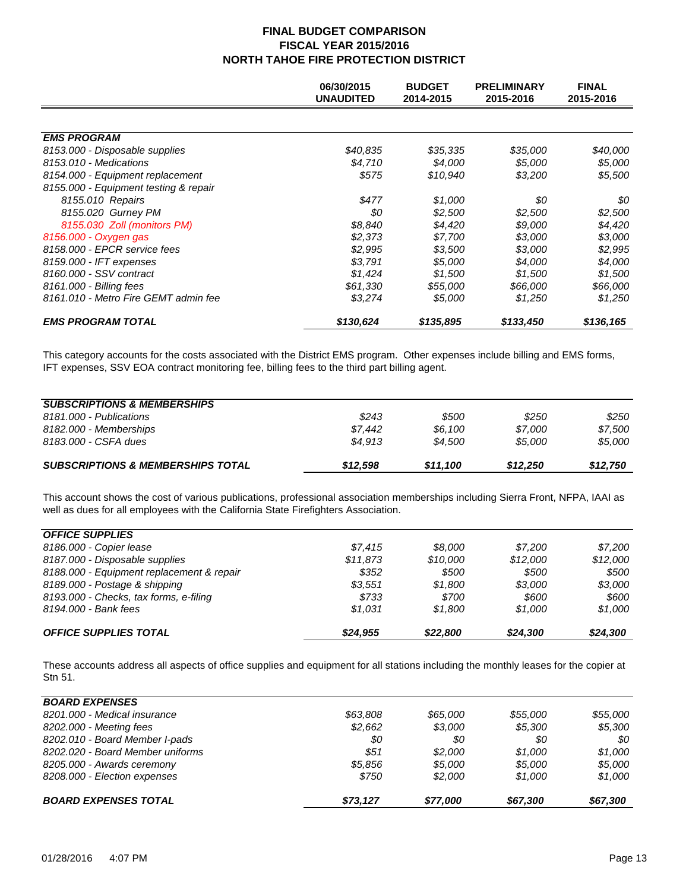# FINAL BUDGET COMPARISON
## FISCAL YEAR 2015/2016
## NORTH TAHOE FIRE PROTECTION DISTRICT

| | 06/30/2015 UNAUDITED | BUDGET 2014-2015 | PRELIMINARY 2015-2016 | FINAL 2015-2016 |
|---|---|---|---|---|
| ***EMS PROGRAM*** | | | | |
| *8153.000 - Disposable supplies* | *$40,835* | *$35,335* | *$35,000* | *$40,000* |
| *8153.010 - Medications* | *$4,710* | *$4,000* | *$5,000* | *$5,000* |
| *8154.000 - Equipment replacement* | *$575* | *$10,940* | *$3,200* | *$5,500* |
| *8155.000 - Equipment testing & repair* | | | | |
| *8155.010 Repairs* | *$477* | *$1,000* | *$0* | *$0* |
| *8155.020 Gurney PM* | *$0* | *$2,500* | *$2,500* | *$2,500* |
| *8155.030 Zoll (monitors PM)* | *$8,840* | *$4,420* | *$9,000* | *$4,420* |
| *8156.000 - Oxygen gas* | *$2,373* | *$7,700* | *$3,000* | *$3,000* |
| *8158.000 - EPCR service fees* | *$2,995* | *$3,500* | *$3,000* | *$2,995* |
| *8159.000 - IFT expenses* | *$3,791* | *$5,000* | *$4,000* | *$4,000* |
| *8160.000 - SSV contract* | *$1,424* | *$1,500* | *$1,500* | *$1,500* |
| *8161.000 - Billing fees* | *$61,330* | *$55,000* | *$66,000* | *$66,000* |
| *8161.010 - Metro Fire GEMT admin fee* | *$3,274* | *$5,000* | *$1,250* | *$1,250* |
| ***EMS PROGRAM TOTAL*** | ***$130,624*** | ***$135,895*** | ***$133,450*** | ***$136,165*** |

This category accounts for the costs associated with the District EMS program. Other expenses include billing and EMS forms, IFT expenses, SSV EOA contract monitoring fee, billing fees to the third part billing agent.

| | 06/30/2015 UNAUDITED | BUDGET 2014-2015 | PRELIMINARY 2015-2016 | FINAL 2015-2016 |
|---|---|---|---|---|
| ***SUBSCRIPTIONS & MEMBERSHIPS*** | | | | |
| *8181.000 - Publications* | *$243* | *$500* | *$250* | *$250* |
| *8182.000 - Memberships* | *$7,442* | *$6,100* | *$7,000* | *$7,500* |
| *8183.000 - CSFA dues* | *$4,913* | *$4,500* | *$5,000* | *$5,000* |
| ***SUBSCRIPTIONS & MEMBERSHIPS TOTAL*** | ***$12,598*** | ***$11,100*** | ***$12,250*** | ***$12,750*** |

This account shows the cost of various publications, professional association memberships including Sierra Front, NFPA, IAAI as well as dues for all employees with the California State Firefighters Association.

| | 06/30/2015 UNAUDITED | BUDGET 2014-2015 | PRELIMINARY 2015-2016 | FINAL 2015-2016 |
|---|---|---|---|---|
| ***OFFICE SUPPLIES*** | | | | |
| *8186.000 - Copier lease* | *$7,415* | *$8,000* | *$7,200* | *$7,200* |
| *8187.000 - Disposable supplies* | *$11,873* | *$10,000* | *$12,000* | *$12,000* |
| *8188.000 - Equipment replacement & repair* | *$352* | *$500* | *$500* | *$500* |
| *8189.000 - Postage & shipping* | *$3,551* | *$1,800* | *$3,000* | *$3,000* |
| *8193.000 - Checks, tax forms, e-filing* | *$733* | *$700* | *$600* | *$600* |
| *8194.000 - Bank fees* | *$1,031* | *$1,800* | *$1,000* | *$1,000* |
| ***OFFICE SUPPLIES TOTAL*** | ***$24,955*** | ***$22,800*** | ***$24,300*** | ***$24,300*** |

These accounts address all aspects of office supplies and equipment for all stations including the monthly leases for the copier at Stn 51.

| | 06/30/2015 UNAUDITED | BUDGET 2014-2015 | PRELIMINARY 2015-2016 | FINAL 2015-2016 |
|---|---|---|---|---|
| ***BOARD EXPENSES*** | | | | |
| *8201.000 - Medical insurance* | *$63,808* | *$65,000* | *$55,000* | *$55,000* |
| *8202.000 - Meeting fees* | *$2,662* | *$3,000* | *$5,300* | *$5,300* |
| *8202.010 - Board Member I-pads* | *$0* | *$0* | *$0* | *$0* |
| *8202.020 - Board Member uniforms* | *$51* | *$2,000* | *$1,000* | *$1,000* |
| *8205.000 - Awards ceremony* | *$5,856* | *$5,000* | *$5,000* | *$5,000* |
| *8208.000 - Election expenses* | *$750* | *$2,000* | *$1,000* | *$1,000* |
| ***BOARD EXPENSES TOTAL*** | ***$73,127*** | ***$77,000*** | ***$67,300*** | ***$67,300*** |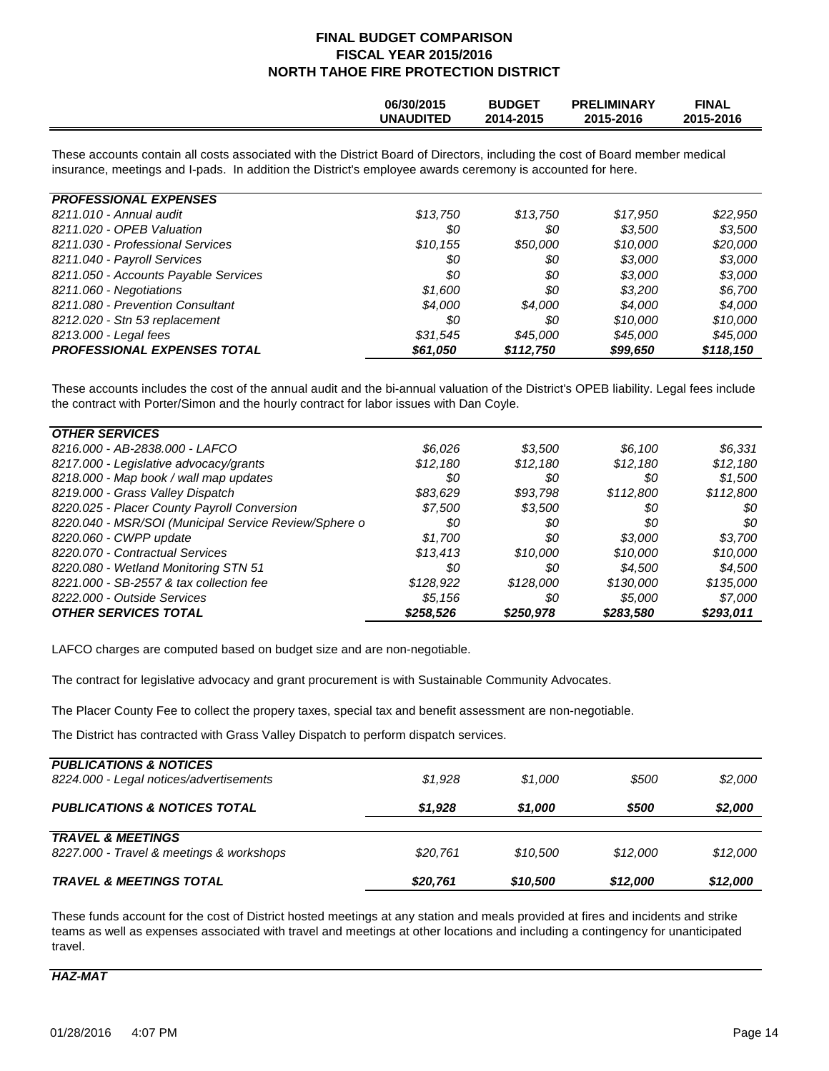# FINAL BUDGET COMPARISON
## FISCAL YEAR 2015/2016
## NORTH TAHOE FIRE PROTECTION DISTRICT

| | 06/30/2015 UNAUDITED | BUDGET 2014-2015 | PRELIMINARY 2015-2016 | FINAL 2015-2016 |
|---|---|---|---|---|

These accounts contain all costs associated with the District Board of Directors, including the cost of Board member medical insurance, meetings and I-pads. In addition the District's employee awards ceremony is accounted for here.

| | 06/30/2015 UNAUDITED | BUDGET 2014-2015 | PRELIMINARY 2015-2016 | FINAL 2015-2016 |
|---|---|---|---|---|
| ***PROFESSIONAL EXPENSES*** | | | | |
| *8211.010 - Annual audit* | *$13,750* | *$13,750* | *$17,950* | *$22,950* |
| *8211.020 - OPEB Valuation* | *$0* | *$0* | *$3,500* | *$3,500* |
| *8211.030 - Professional Services* | *$10,155* | *$50,000* | *$10,000* | *$20,000* |
| *8211.040 - Payroll Services* | *$0* | *$0* | *$3,000* | *$3,000* |
| *8211.050 - Accounts Payable Services* | *$0* | *$0* | *$3,000* | *$3,000* |
| *8211.060 - Negotiations* | *$1,600* | *$0* | *$3,200* | *$6,700* |
| *8211.080 - Prevention Consultant* | *$4,000* | *$4,000* | *$4,000* | *$4,000* |
| *8212.020 - Stn 53 replacement* | *$0* | *$0* | *$10,000* | *$10,000* |
| *8213.000 - Legal fees* | *$31,545* | *$45,000* | *$45,000* | *$45,000* |
| ***PROFESSIONAL EXPENSES TOTAL*** | ***$61,050*** | ***$112,750*** | ***$99,650*** | ***$118,150*** |

These accounts includes the cost of the annual audit and the bi-annual valuation of the District's OPEB liability. Legal fees include the contract with Porter/Simon and the hourly contract for labor issues with Dan Coyle.

| | 06/30/2015 UNAUDITED | BUDGET 2014-2015 | PRELIMINARY 2015-2016 | FINAL 2015-2016 |
|---|---|---|---|---|
| ***OTHER SERVICES*** | | | | |
| *8216.000 - AB-2838.000 - LAFCO* | *$6,026* | *$3,500* | *$6,100* | *$6,331* |
| *8217.000 - Legislative advocacy/grants* | *$12,180* | *$12,180* | *$12,180* | *$12,180* |
| *8218.000 - Map book / wall map updates* | *$0* | *$0* | *$0* | *$1,500* |
| *8219.000 - Grass Valley Dispatch* | *$83,629* | *$93,798* | *$112,800* | *$112,800* |
| *8220.025 - Placer County Payroll Conversion* | *$7,500* | *$3,500* | *$0* | *$0* |
| *8220.040 - MSR/SOI (Municipal Service Review/Sphere o* | *$0* | *$0* | *$0* | *$0* |
| *8220.060 - CWPP update* | *$1,700* | *$0* | *$3,000* | *$3,700* |
| *8220.070 - Contractual Services* | *$13,413* | *$10,000* | *$10,000* | *$10,000* |
| *8220.080 - Wetland Monitoring STN 51* | *$0* | *$0* | *$4,500* | *$4,500* |
| *8221.000 - SB-2557 & tax collection fee* | *$128,922* | *$128,000* | *$130,000* | *$135,000* |
| *8222.000 - Outside Services* | *$5,156* | *$0* | *$5,000* | *$7,000* |
| ***OTHER SERVICES TOTAL*** | ***$258,526*** | ***$250,978*** | ***$283,580*** | ***$293,011*** |

LAFCO charges are computed based on budget size and are non-negotiable.

The contract for legislative advocacy and grant procurement is with Sustainable Community Advocates.

The Placer County Fee to collect the propery taxes, special tax and benefit assessment are non-negotiable.

The District has contracted with Grass Valley Dispatch to perform dispatch services.

| | 06/30/2015 UNAUDITED | BUDGET 2014-2015 | PRELIMINARY 2015-2016 | FINAL 2015-2016 |
|---|---|---|---|---|
| ***PUBLICATIONS & NOTICES*** | | | | |
| *8224.000 - Legal notices/advertisements* | *$1,928* | *$1,000* | *$500* | *$2,000* |
| ***PUBLICATIONS & NOTICES TOTAL*** | ***$1,928*** | ***$1,000*** | ***$500*** | ***$2,000*** |
| ***TRAVEL & MEETINGS*** | | | | |
| *8227.000 - Travel & meetings & workshops* | *$20,761* | *$10,500* | *$12,000* | *$12,000* |
| ***TRAVEL & MEETINGS TOTAL*** | ***$20,761*** | ***$10,500*** | ***$12,000*** | ***$12,000*** |

These funds account for the cost of District hosted meetings at any station and meals provided at fires and incidents and strike teams as well as expenses associated with travel and meetings at other locations and including a contingency for unanticipated travel.

***HAZ-MAT***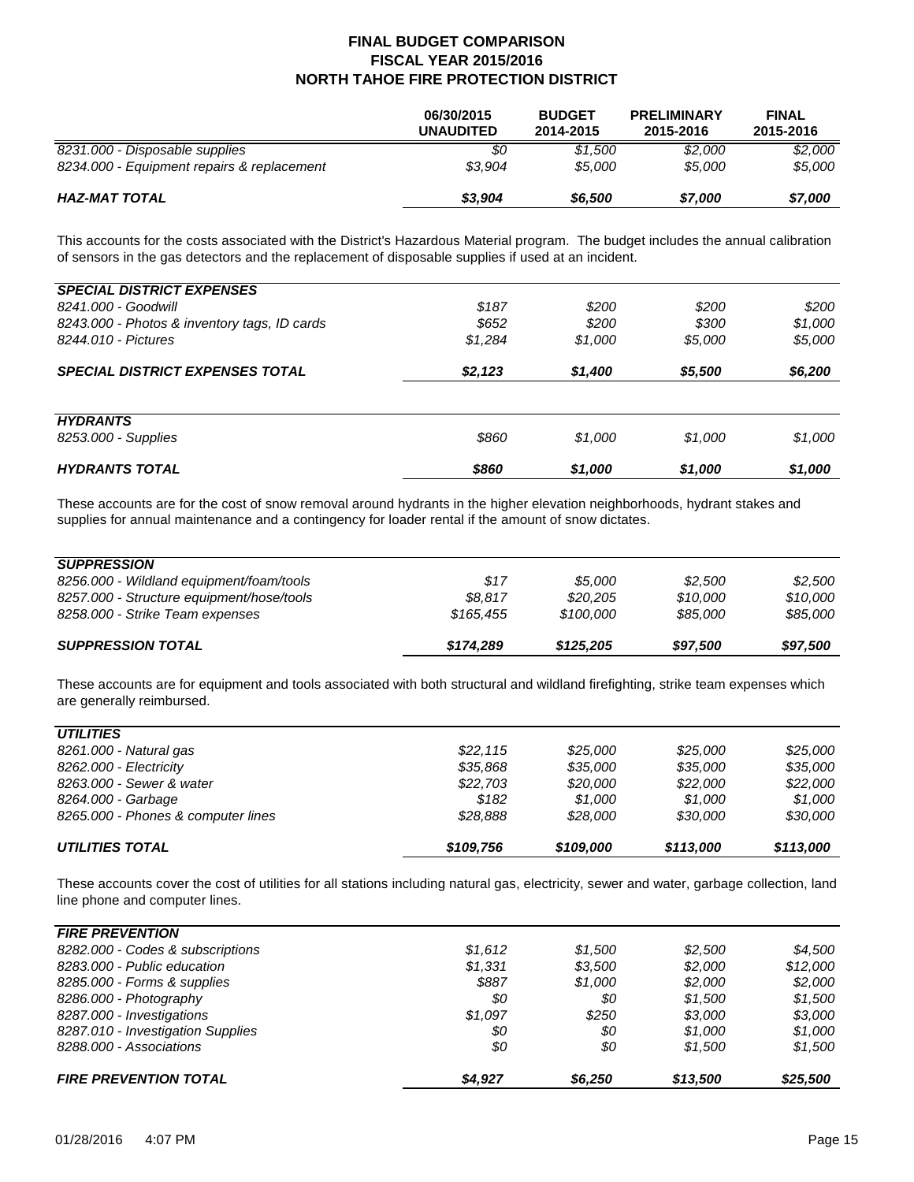# FINAL BUDGET COMPARISON
## FISCAL YEAR 2015/2016
## NORTH TAHOE FIRE PROTECTION DISTRICT

| | 06/30/2015 UNAUDITED | BUDGET 2014-2015 | PRELIMINARY 2015-2016 | FINAL 2015-2016 |
|---|---|---|---|---|
| *8231.000 - Disposable supplies* | *$0* | *$1,500* | *$2,000* | *$2,000* |
| *8234.000 - Equipment repairs & replacement* | *$3,904* | *$5,000* | *$5,000* | *$5,000* |
| ***HAZ-MAT TOTAL*** | ***$3,904*** | ***$6,500*** | ***$7,000*** | ***$7,000*** |

This accounts for the costs associated with the District's Hazardous Material program. The budget includes the annual calibration of sensors in the gas detectors and the replacement of disposable supplies if used at an incident.

| ***SPECIAL DISTRICT EXPENSES*** | | | | |
|---|---|---|---|---|
| *8241.000 - Goodwill* | *$187* | *$200* | *$200* | *$200* |
| *8243.000 - Photos & inventory tags, ID cards* | *$652* | *$200* | *$300* | *$1,000* |
| *8244.010 - Pictures* | *$1,284* | *$1,000* | *$5,000* | *$5,000* |
| ***SPECIAL DISTRICT EXPENSES TOTAL*** | ***$2,123*** | ***$1,400*** | ***$5,500*** | ***$6,200*** |

| ***HYDRANTS*** | | | | |
|---|---|---|---|---|
| *8253.000 - Supplies* | *$860* | *$1,000* | *$1,000* | *$1,000* |
| ***HYDRANTS TOTAL*** | ***$860*** | ***$1,000*** | ***$1,000*** | ***$1,000*** |

These accounts are for the cost of snow removal around hydrants in the higher elevation neighborhoods, hydrant stakes and supplies for annual maintenance and a contingency for loader rental if the amount of snow dictates.

| ***SUPPRESSION*** | | | | |
|---|---|---|---|---|
| *8256.000 - Wildland equipment/foam/tools* | *$17* | *$5,000* | *$2,500* | *$2,500* |
| *8257.000 - Structure equipment/hose/tools* | *$8,817* | *$20,205* | *$10,000* | *$10,000* |
| *8258.000 - Strike Team expenses* | *$165,455* | *$100,000* | *$85,000* | *$85,000* |
| ***SUPPRESSION TOTAL*** | ***$174,289*** | ***$125,205*** | ***$97,500*** | ***$97,500*** |

These accounts are for equipment and tools associated with both structural and wildland firefighting, strike team expenses which are generally reimbursed.

| ***UTILITIES*** | | | | |
|---|---|---|---|---|
| *8261.000 - Natural gas* | *$22,115* | *$25,000* | *$25,000* | *$25,000* |
| *8262.000 - Electricity* | *$35,868* | *$35,000* | *$35,000* | *$35,000* |
| *8263.000 - Sewer & water* | *$22,703* | *$20,000* | *$22,000* | *$22,000* |
| *8264.000 - Garbage* | *$182* | *$1,000* | *$1,000* | *$1,000* |
| *8265.000 - Phones & computer lines* | *$28,888* | *$28,000* | *$30,000* | *$30,000* |
| ***UTILITIES TOTAL*** | ***$109,756*** | ***$109,000*** | ***$113,000*** | ***$113,000*** |

These accounts cover the cost of utilities for all stations including natural gas, electricity, sewer and water, garbage collection, land line phone and computer lines.

| ***FIRE PREVENTION*** | | | | |
|---|---|---|---|---|
| *8282.000 - Codes & subscriptions* | *$1,612* | *$1,500* | *$2,500* | *$4,500* |
| *8283.000 - Public education* | *$1,331* | *$3,500* | *$2,000* | *$12,000* |
| *8285.000 - Forms & supplies* | *$887* | *$1,000* | *$2,000* | *$2,000* |
| *8286.000 - Photography* | *$0* | *$0* | *$1,500* | *$1,500* |
| *8287.000 - Investigations* | *$1,097* | *$250* | *$3,000* | *$3,000* |
| *8287.010 - Investigation Supplies* | *$0* | *$0* | *$1,000* | *$1,000* |
| *8288.000 - Associations* | *$0* | *$0* | *$1,500* | *$1,500* |
| ***FIRE PREVENTION TOTAL*** | ***$4,927*** | ***$6,250*** | ***$13,500*** | ***$25,500*** |

01/28/2016 4:07 PM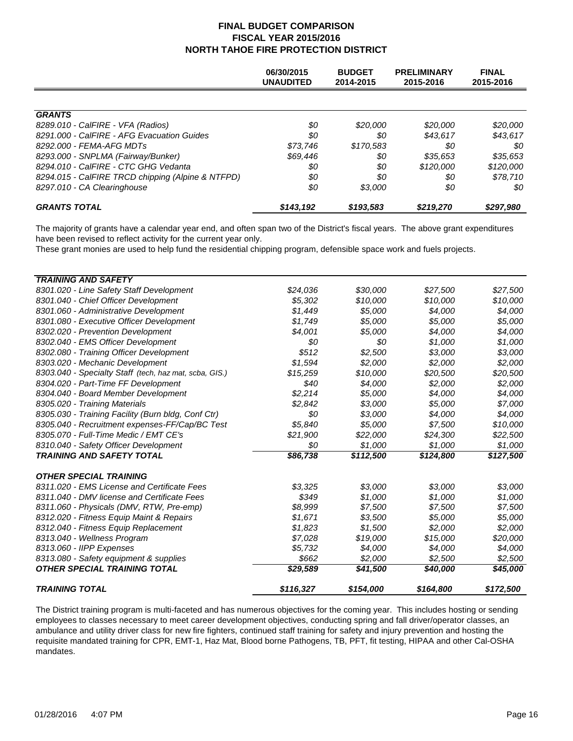# FINAL BUDGET COMPARISON
## FISCAL YEAR 2015/2016
## NORTH TAHOE FIRE PROTECTION DISTRICT

| | 06/30/2015 UNAUDITED | BUDGET 2014-2015 | PRELIMINARY 2015-2016 | FINAL 2015-2016 |
|---|---|---|---|---|
| ***GRANTS*** | | | | |
| *8289.010 - CalFIRE - VFA (Radios)* | *$0* | *$20,000* | *$20,000* | *$20,000* |
| *8291.000 - CalFIRE - AFG Evacuation Guides* | *$0* | *$0* | *$43,617* | *$43,617* |
| *8292.000 - FEMA-AFG MDTs* | *$73,746* | *$170,583* | *$0* | *$0* |
| *8293.000 - SNPLMA (Fairway/Bunker)* | *$69,446* | *$0* | *$35,653* | *$35,653* |
| *8294.010 - CalFIRE - CTC GHG Vedanta* | *$0* | *$0* | *$120,000* | *$120,000* |
| *8294.015 - CalFIRE TRCD chipping (Alpine & NTFPD)* | *$0* | *$0* | *$0* | *$78,710* |
| *8297.010 - CA Clearinghouse* | *$0* | *$3,000* | *$0* | *$0* |
| ***GRANTS TOTAL*** | ***$143,192*** | ***$193,583*** | ***$219,270*** | ***$297,980*** |

The majority of grants have a calendar year end, and often span two of the District's fiscal years. The above grant expenditures have been revised to reflect activity for the current year only.

These grant monies are used to help fund the residential chipping program, defensible space work and fuels projects.

| | 06/30/2015 UNAUDITED | BUDGET 2014-2015 | PRELIMINARY 2015-2016 | FINAL 2015-2016 |
|---|---|---|---|---|
| ***TRAINING AND SAFETY*** | | | | |
| *8301.020 - Line Safety Staff Development* | *$24,036* | *$30,000* | *$27,500* | *$27,500* |
| *8301.040 - Chief Officer Development* | *$5,302* | *$10,000* | *$10,000* | *$10,000* |
| *8301.060 - Administrative Development* | *$1,449* | *$5,000* | *$4,000* | *$4,000* |
| *8301.080 - Executive Officer Development* | *$1,749* | *$5,000* | *$5,000* | *$5,000* |
| *8302.020 - Prevention Development* | *$4,001* | *$5,000* | *$4,000* | *$4,000* |
| *8302.040 - EMS Officer Development* | *$0* | *$0* | *$1,000* | *$1,000* |
| *8302.080 - Training Officer Development* | *$512* | *$2,500* | *$3,000* | *$3,000* |
| *8303.020 - Mechanic Development* | *$1,594* | *$2,000* | *$2,000* | *$2,000* |
| *8303.040 - Specialty Staff (tech, haz mat, scba, GIS.)* | *$15,259* | *$10,000* | *$20,500* | *$20,500* |
| *8304.020 - Part-Time FF Development* | *$40* | *$4,000* | *$2,000* | *$2,000* |
| *8304.040 - Board Member Development* | *$2,214* | *$5,000* | *$4,000* | *$4,000* |
| *8305.020 - Training Materials* | *$2,842* | *$3,000* | *$5,000* | *$7,000* |
| *8305.030 - Training Facility (Burn bldg, Conf Ctr)* | *$0* | *$3,000* | *$4,000* | *$4,000* |
| *8305.040 - Recruitment expenses-FF/Cap/BC Test* | *$5,840* | *$5,000* | *$7,500* | *$10,000* |
| *8305.070 - Full-Time Medic / EMT CE's* | *$21,900* | *$22,000* | *$24,300* | *$22,500* |
| *8310.040 - Safety Officer Development* | *$0* | *$1,000* | *$1,000* | *$1,000* |
| ***TRAINING AND SAFETY TOTAL*** | ***$86,738*** | ***$112,500*** | ***$124,800*** | ***$127,500*** |
| ***OTHER SPECIAL TRAINING*** | | | | |
| *8311.020 - EMS License and Certificate Fees* | *$3,325* | *$3,000* | *$3,000* | *$3,000* |
| *8311.040 - DMV license and Certificate Fees* | *$349* | *$1,000* | *$1,000* | *$1,000* |
| *8311.060 - Physicals (DMV, RTW, Pre-emp)* | *$8,999* | *$7,500* | *$7,500* | *$7,500* |
| *8312.020 - Fitness Equip Maint & Repairs* | *$1,671* | *$3,500* | *$5,000* | *$5,000* |
| *8312.040 - Fitness Equip Replacement* | *$1,823* | *$1,500* | *$2,000* | *$2,000* |
| *8313.040 - Wellness Program* | *$7,028* | *$19,000* | *$15,000* | *$20,000* |
| *8313.060 - IIPP Expenses* | *$5,732* | *$4,000* | *$4,000* | *$4,000* |
| *8313.080 - Safety equipment & supplies* | *$662* | *$2,000* | *$2,500* | *$2,500* |
| ***OTHER SPECIAL TRAINING TOTAL*** | ***$29,589*** | ***$41,500*** | ***$40,000*** | ***$45,000*** |
| ***TRAINING TOTAL*** | ***$116,327*** | ***$154,000*** | ***$164,800*** | ***$172,500*** |

The District training program is multi-faceted and has numerous objectives for the coming year. This includes hosting or sending employees to classes necessary to meet career development objectives, conducting spring and fall driver/operator classes, an ambulance and utility driver class for new fire fighters, continued staff training for safety and injury prevention and hosting the requisite mandated training for CPR, EMT-1, Haz Mat, Blood borne Pathogens, TB, PFT, fit testing, HIPAA and other Cal-OSHA mandates.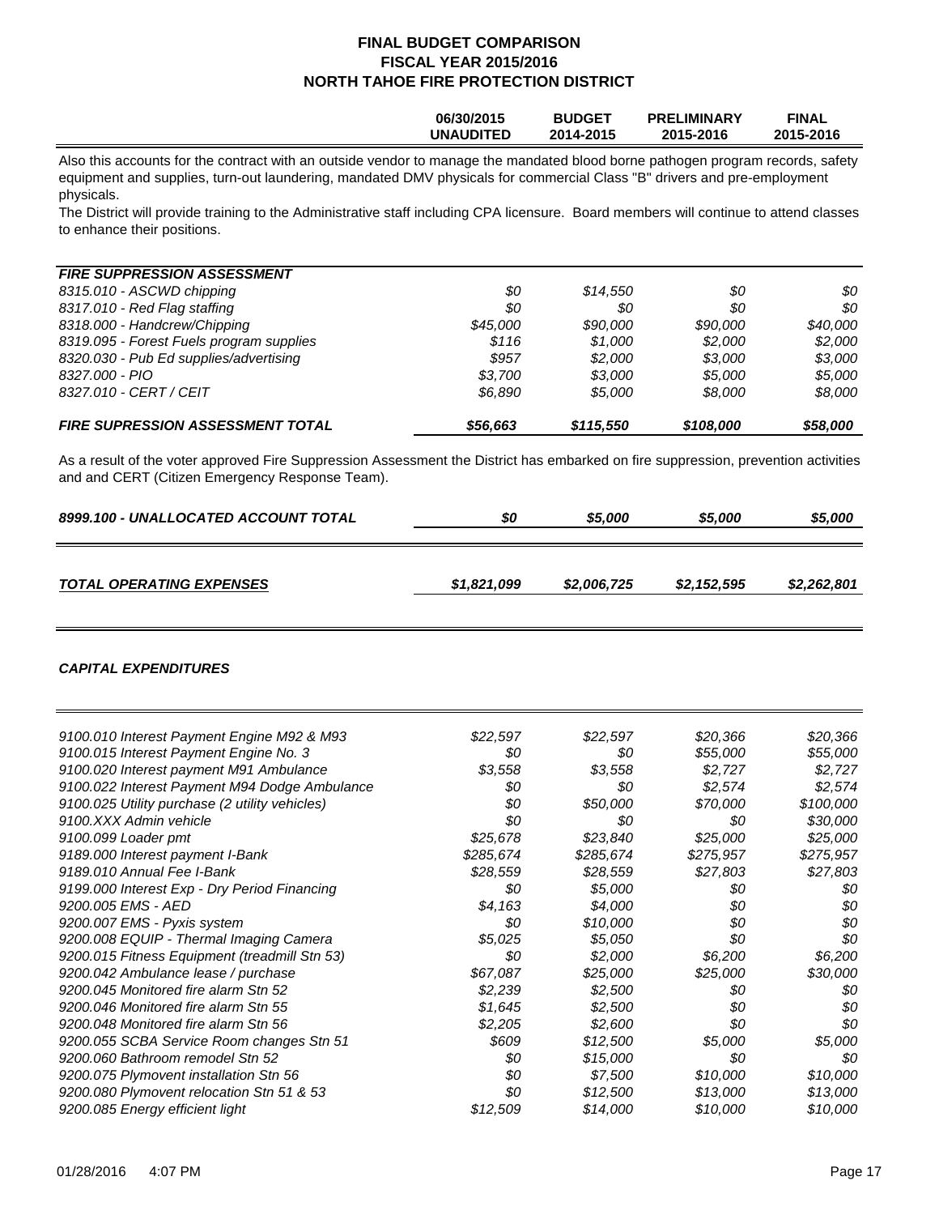# FINAL BUDGET COMPARISON
## FISCAL YEAR 2015/2016
## NORTH TAHOE FIRE PROTECTION DISTRICT

| | 06/30/2015 UNAUDITED | BUDGET 2014-2015 | PRELIMINARY 2015-2016 | FINAL 2015-2016 |
|---|---|---|---|---|

Also this accounts for the contract with an outside vendor to manage the mandated blood borne pathogen program records, safety equipment and supplies, turn-out laundering, mandated DMV physicals for commercial Class "B" drivers and pre-employment physicals.

The District will provide training to the Administrative staff including CPA licensure. Board members will continue to attend classes to enhance their positions.

| *FIRE SUPPRESSION ASSESSMENT* | | | | |
|---|---|---|---|---|
| *8315.010 - ASCWD chipping* | *$0* | *$14,550* | *$0* | *$0* |
| *8317.010 - Red Flag staffing* | *$0* | *$0* | *$0* | *$0* |
| *8318.000 - Handcrew/Chipping* | *$45,000* | *$90,000* | *$90,000* | *$40,000* |
| *8319.095 - Forest Fuels program supplies* | *$116* | *$1,000* | *$2,000* | *$2,000* |
| *8320.030 - Pub Ed supplies/advertising* | *$957* | *$2,000* | *$3,000* | *$3,000* |
| *8327.000 - PIO* | *$3,700* | *$3,000* | *$5,000* | *$5,000* |
| *8327.010 - CERT / CEIT* | *$6,890* | *$5,000* | *$8,000* | *$8,000* |
| ***FIRE SUPRESSION ASSESSMENT TOTAL*** | ***$56,663*** | ***$115,550*** | ***$108,000*** | ***$58,000*** |

As a result of the voter approved Fire Suppression Assessment the District has embarked on fire suppression, prevention activities and and CERT (Citizen Emergency Response Team).

| | | | | |
|---|---|---|---|---|
| ***8999.100 - UNALLOCATED ACCOUNT TOTAL*** | ***$0*** | ***$5,000*** | ***$5,000*** | ***$5,000*** |
| ***TOTAL OPERATING EXPENSES*** | ***$1,821,099*** | ***$2,006,725*** | ***$2,152,595*** | ***$2,262,801*** |

### *CAPITAL EXPENDITURES*

| | | | | |
|---|---|---|---|---|
| *9100.010 Interest Payment Engine M92 & M93* | *$22,597* | *$22,597* | *$20,366* | *$20,366* |
| *9100.015 Interest Payment Engine No. 3* | *$0* | *$0* | *$55,000* | *$55,000* |
| *9100.020 Interest payment M91 Ambulance* | *$3,558* | *$3,558* | *$2,727* | *$2,727* |
| *9100.022 Interest Payment M94 Dodge Ambulance* | *$0* | *$0* | *$2,574* | *$2,574* |
| *9100.025 Utility purchase (2 utility vehicles)* | *$0* | *$50,000* | *$70,000* | *$100,000* |
| *9100.XXX Admin vehicle* | *$0* | *$0* | *$0* | *$30,000* |
| *9100.099 Loader pmt* | *$25,678* | *$23,840* | *$25,000* | *$25,000* |
| *9189.000 Interest payment I-Bank* | *$285,674* | *$285,674* | *$275,957* | *$275,957* |
| *9189.010 Annual Fee I-Bank* | *$28,559* | *$28,559* | *$27,803* | *$27,803* |
| *9199.000 Interest Exp - Dry Period Financing* | *$0* | *$5,000* | *$0* | *$0* |
| *9200.005 EMS - AED* | *$4,163* | *$4,000* | *$0* | *$0* |
| *9200.007 EMS - Pyxis system* | *$0* | *$10,000* | *$0* | *$0* |
| *9200.008 EQUIP - Thermal Imaging Camera* | *$5,025* | *$5,050* | *$0* | *$0* |
| *9200.015 Fitness Equipment (treadmill Stn 53)* | *$0* | *$2,000* | *$6,200* | *$6,200* |
| *9200.042 Ambulance lease / purchase* | *$67,087* | *$25,000* | *$25,000* | *$30,000* |
| *9200.045 Monitored fire alarm Stn 52* | *$2,239* | *$2,500* | *$0* | *$0* |
| *9200.046 Monitored fire alarm Stn 55* | *$1,645* | *$2,500* | *$0* | *$0* |
| *9200.048 Monitored fire alarm Stn 56* | *$2,205* | *$2,600* | *$0* | *$0* |
| *9200.055 SCBA Service Room changes Stn 51* | *$609* | *$12,500* | *$5,000* | *$5,000* |
| *9200.060 Bathroom remodel Stn 52* | *$0* | *$15,000* | *$0* | *$0* |
| *9200.075 Plymovent installation Stn 56* | *$0* | *$7,500* | *$10,000* | *$10,000* |
| *9200.080 Plymovent relocation Stn 51 & 53* | *$0* | *$12,500* | *$13,000* | *$13,000* |
| *9200.085 Energy efficient light* | *$12,509* | *$14,000* | *$10,000* | *$10,000* |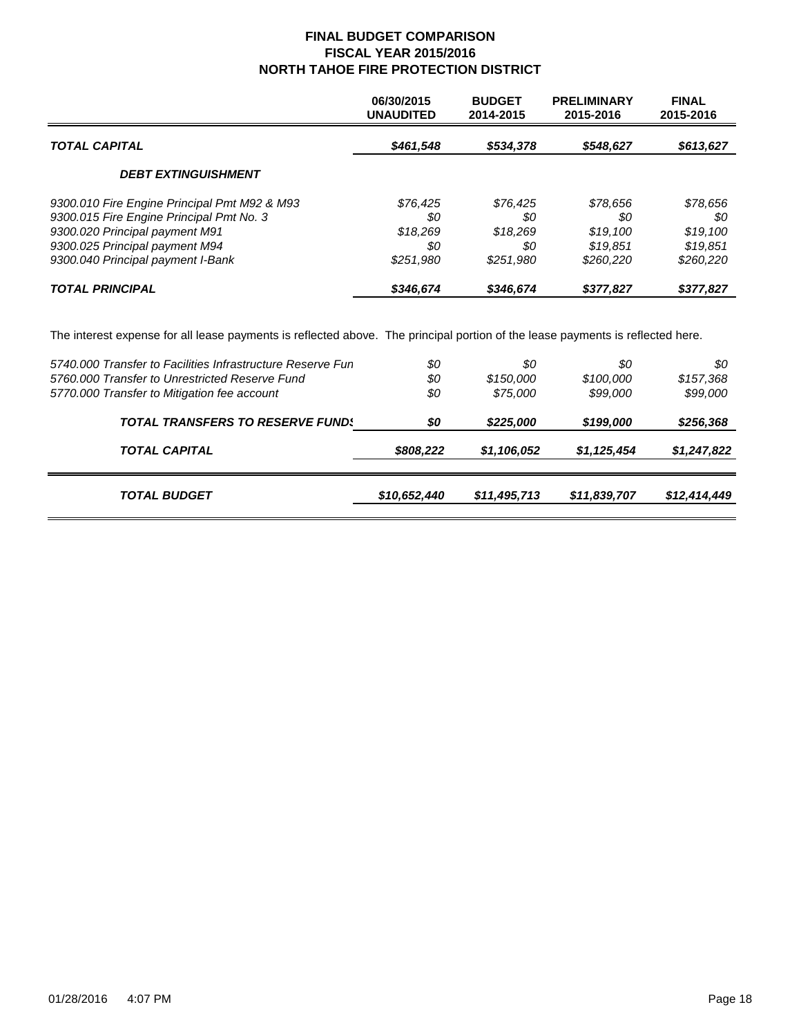**FINAL BUDGET COMPARISON**
**FISCAL YEAR 2015/2016**
**NORTH TAHOE FIRE PROTECTION DISTRICT**

| | 06/30/2015 UNAUDITED | BUDGET 2014-2015 | PRELIMINARY 2015-2016 | FINAL 2015-2016 |
|---|---|---|---|---|
| ***TOTAL CAPITAL*** | ***$461,548*** | ***$534,378*** | ***$548,627*** | ***$613,627*** |
| ***DEBT EXTINGUISHMENT*** | | | | |
| *9300.010 Fire Engine Principal Pmt M92 & M93* | *$76,425* | *$76,425* | *$78,656* | *$78,656* |
| *9300.015 Fire Engine Principal Pmt No. 3* | *$0* | *$0* | *$0* | *$0* |
| *9300.020 Principal payment M91* | *$18,269* | *$18,269* | *$19,100* | *$19,100* |
| *9300.025 Principal payment M94* | *$0* | *$0* | *$19,851* | *$19,851* |
| *9300.040 Principal payment I-Bank* | *$251,980* | *$251,980* | *$260,220* | *$260,220* |
| ***TOTAL PRINCIPAL*** | ***$346,674*** | ***$346,674*** | ***$377,827*** | ***$377,827*** |

The interest expense for all lease payments is reflected above. The principal portion of the lease payments is reflected here.

| | 06/30/2015 UNAUDITED | BUDGET 2014-2015 | PRELIMINARY 2015-2016 | FINAL 2015-2016 |
|---|---|---|---|---|
| *5740.000 Transfer to Facilities Infrastructure Reserve Fun* | *$0* | *$0* | *$0* | *$0* |
| *5760.000 Transfer to Unrestricted Reserve Fund* | *$0* | *$150,000* | *$100,000* | *$157,368* |
| *5770.000 Transfer to Mitigation fee account* | *$0* | *$75,000* | *$99,000* | *$99,000* |
| ***TOTAL TRANSFERS TO RESERVE FUNDS*** | ***$0*** | ***$225,000*** | ***$199,000*** | ***$256,368*** |
| ***TOTAL CAPITAL*** | ***$808,222*** | ***$1,106,052*** | ***$1,125,454*** | ***$1,247,822*** |
| ***TOTAL BUDGET*** | ***$10,652,440*** | ***$11,495,713*** | ***$11,839,707*** | ***$12,414,449*** |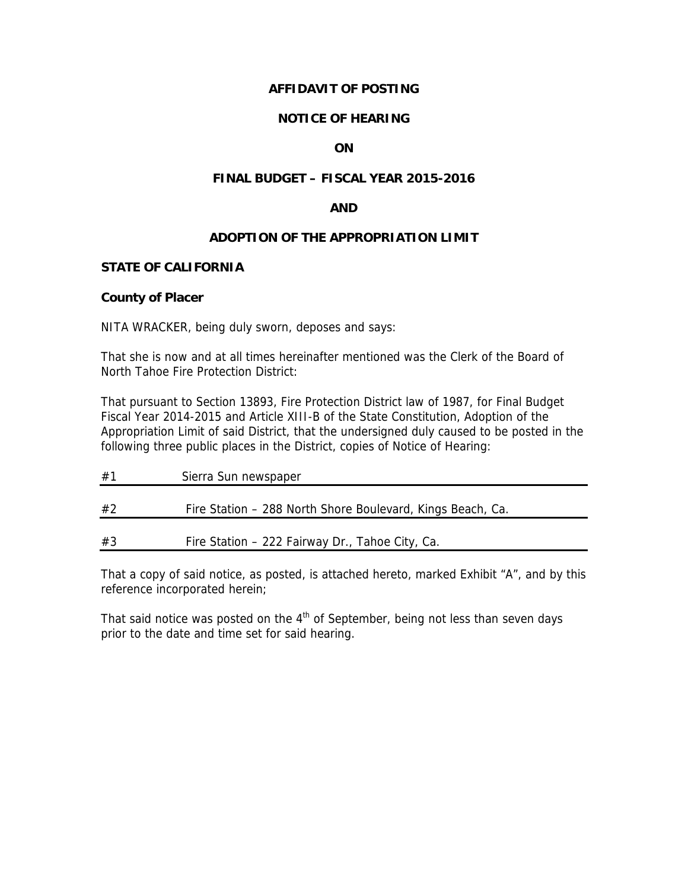**AFFIDAVIT OF POSTING**

**NOTICE OF HEARING**

**ON**

**FINAL BUDGET – FISCAL YEAR 2015-2016**

**AND**

**ADOPTION OF THE APPROPRIATION LIMIT**

**STATE OF CALIFORNIA**

**County of Placer**

NITA WRACKER, being duly sworn, deposes and says:

That she is now and at all times hereinafter mentioned was the Clerk of the Board of North Tahoe Fire Protection District:

That pursuant to Section 13893, Fire Protection District law of 1987, for Final Budget Fiscal Year 2014-2015 and Article XIII-B of the State Constitution, Adoption of the Appropriation Limit of said District, that the undersigned duly caused to be posted in the following three public places in the District, copies of Notice of Hearing:

#1 Sierra Sun newspaper

#2 Fire Station – 288 North Shore Boulevard, Kings Beach, Ca.

#3 Fire Station – 222 Fairway Dr., Tahoe City, Ca.

That a copy of said notice, as posted, is attached hereto, marked Exhibit "A", and by this reference incorporated herein;

That said notice was posted on the 4th of September, being not less than seven days prior to the date and time set for said hearing.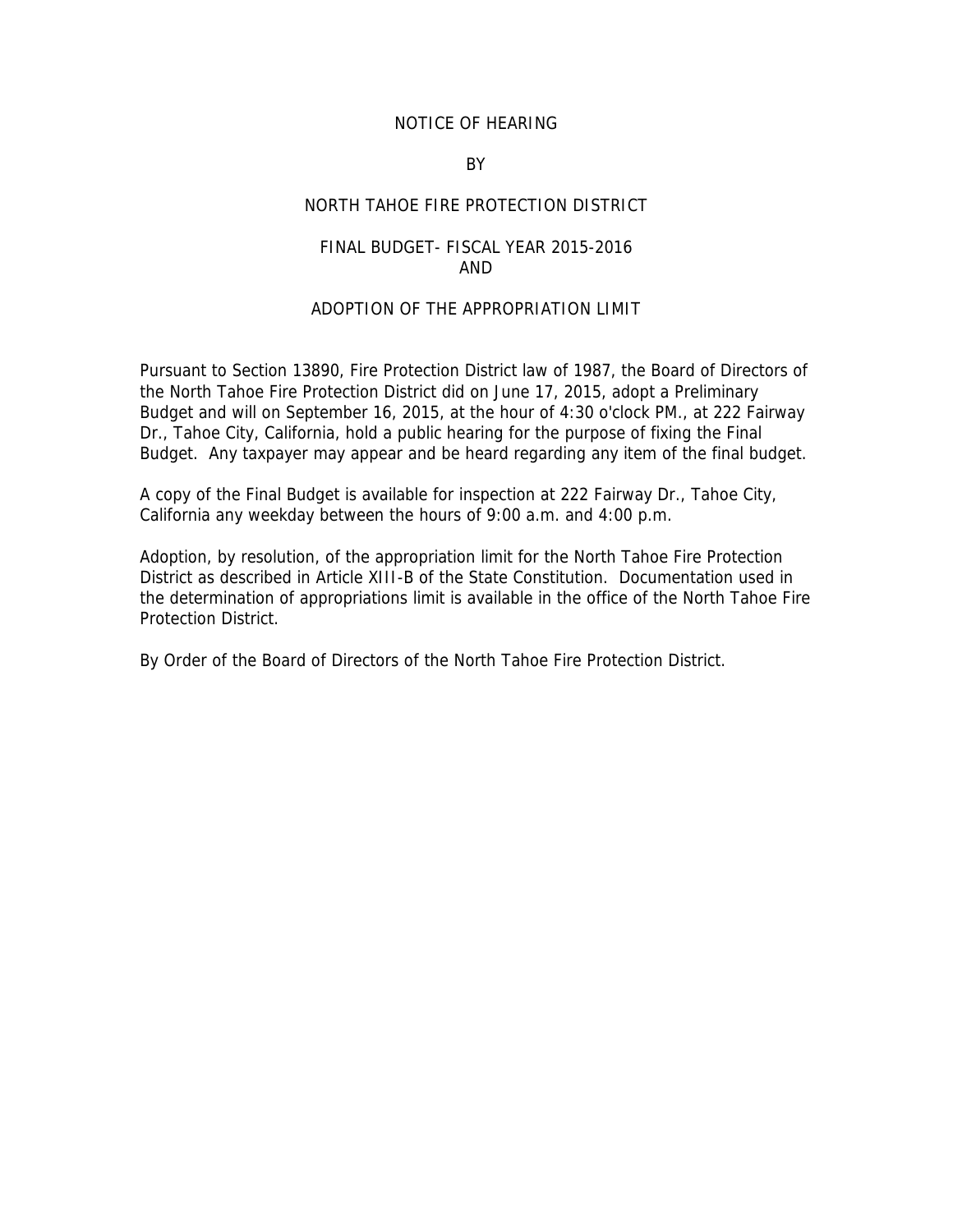# NOTICE OF HEARING

BY

NORTH TAHOE FIRE PROTECTION DISTRICT

FINAL BUDGET- FISCAL YEAR 2015-2016
AND

ADOPTION OF THE APPROPRIATION LIMIT

Pursuant to Section 13890, Fire Protection District law of 1987, the Board of Directors of the North Tahoe Fire Protection District did on June 17, 2015, adopt a Preliminary Budget and will on September 16, 2015, at the hour of 4:30 o'clock PM., at 222 Fairway Dr., Tahoe City, California, hold a public hearing for the purpose of fixing the Final Budget. Any taxpayer may appear and be heard regarding any item of the final budget.

A copy of the Final Budget is available for inspection at 222 Fairway Dr., Tahoe City, California any weekday between the hours of 9:00 a.m. and 4:00 p.m.

Adoption, by resolution, of the appropriation limit for the North Tahoe Fire Protection District as described in Article XIII-B of the State Constitution. Documentation used in the determination of appropriations limit is available in the office of the North Tahoe Fire Protection District.

By Order of the Board of Directors of the North Tahoe Fire Protection District.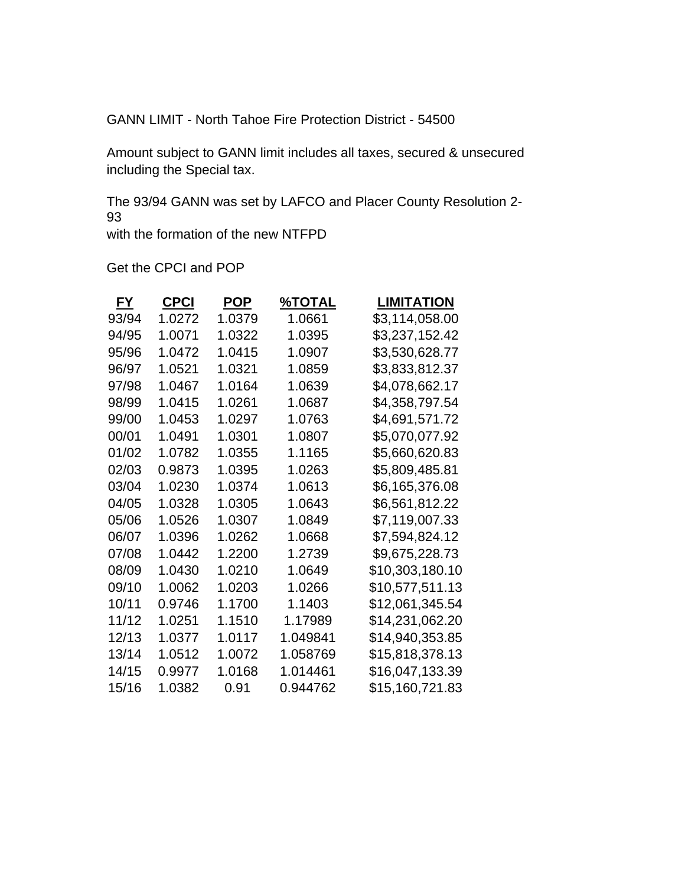GANN LIMIT - North Tahoe Fire Protection District - 54500

Amount subject to GANN limit includes all taxes, secured & unsecured including the Special tax.

The 93/94 GANN was set by LAFCO and Placer County Resolution 2-93
with the formation of the new NTFPD

Get the CPCI and POP

| FY | CPCI | POP | %TOTAL | LIMITATION |
|---|---|---|---|---|
| 93/94 | 1.0272 | 1.0379 | 1.0661 | $3,114,058.00 |
| 94/95 | 1.0071 | 1.0322 | 1.0395 | $3,237,152.42 |
| 95/96 | 1.0472 | 1.0415 | 1.0907 | $3,530,628.77 |
| 96/97 | 1.0521 | 1.0321 | 1.0859 | $3,833,812.37 |
| 97/98 | 1.0467 | 1.0164 | 1.0639 | $4,078,662.17 |
| 98/99 | 1.0415 | 1.0261 | 1.0687 | $4,358,797.54 |
| 99/00 | 1.0453 | 1.0297 | 1.0763 | $4,691,571.72 |
| 00/01 | 1.0491 | 1.0301 | 1.0807 | $5,070,077.92 |
| 01/02 | 1.0782 | 1.0355 | 1.1165 | $5,660,620.83 |
| 02/03 | 0.9873 | 1.0395 | 1.0263 | $5,809,485.81 |
| 03/04 | 1.0230 | 1.0374 | 1.0613 | $6,165,376.08 |
| 04/05 | 1.0328 | 1.0305 | 1.0643 | $6,561,812.22 |
| 05/06 | 1.0526 | 1.0307 | 1.0849 | $7,119,007.33 |
| 06/07 | 1.0396 | 1.0262 | 1.0668 | $7,594,824.12 |
| 07/08 | 1.0442 | 1.2200 | 1.2739 | $9,675,228.73 |
| 08/09 | 1.0430 | 1.0210 | 1.0649 | $10,303,180.10 |
| 09/10 | 1.0062 | 1.0203 | 1.0266 | $10,577,511.13 |
| 10/11 | 0.9746 | 1.1700 | 1.1403 | $12,061,345.54 |
| 11/12 | 1.0251 | 1.1510 | 1.17989 | $14,231,062.20 |
| 12/13 | 1.0377 | 1.0117 | 1.049841 | $14,940,353.85 |
| 13/14 | 1.0512 | 1.0072 | 1.058769 | $15,818,378.13 |
| 14/15 | 0.9977 | 1.0168 | 1.014461 | $16,047,133.39 |
| 15/16 | 1.0382 | 0.91 | 0.944762 | $15,160,721.83 |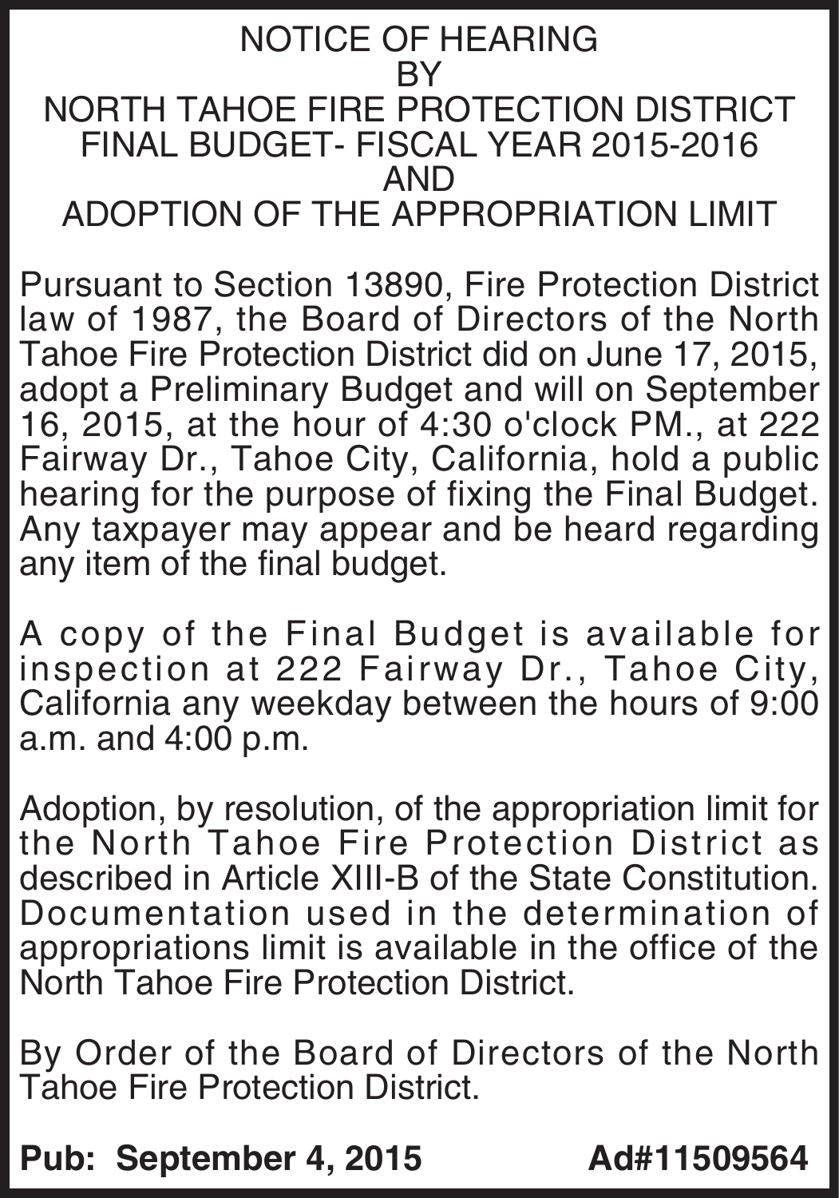# NOTICE OF HEARING
# BY
# NORTH TAHOE FIRE PROTECTION DISTRICT
# FINAL BUDGET- FISCAL YEAR 2015-2016
# AND
# ADOPTION OF THE APPROPRIATION LIMIT

Pursuant to Section 13890, Fire Protection District law of 1987, the Board of Directors of the North Tahoe Fire Protection District did on June 17, 2015, adopt a Preliminary Budget and will on September 16, 2015, at the hour of 4:30 o'clock PM., at 222 Fairway Dr., Tahoe City, California, hold a public hearing for the purpose of fixing the Final Budget. Any taxpayer may appear and be heard regarding any item of the final budget.

A copy of the Final Budget is available for inspection at 222 Fairway Dr., Tahoe City, California any weekday between the hours of 9:00 a.m. and 4:00 p.m.

Adoption, by resolution, of the appropriation limit for the North Tahoe Fire Protection District as described in Article XIII-B of the State Constitution. Documentation used in the determination of appropriations limit is available in the office of the North Tahoe Fire Protection District.

By Order of the Board of Directors of the North Tahoe Fire Protection District.

**Pub: September 4, 2015** **Ad#11509564**